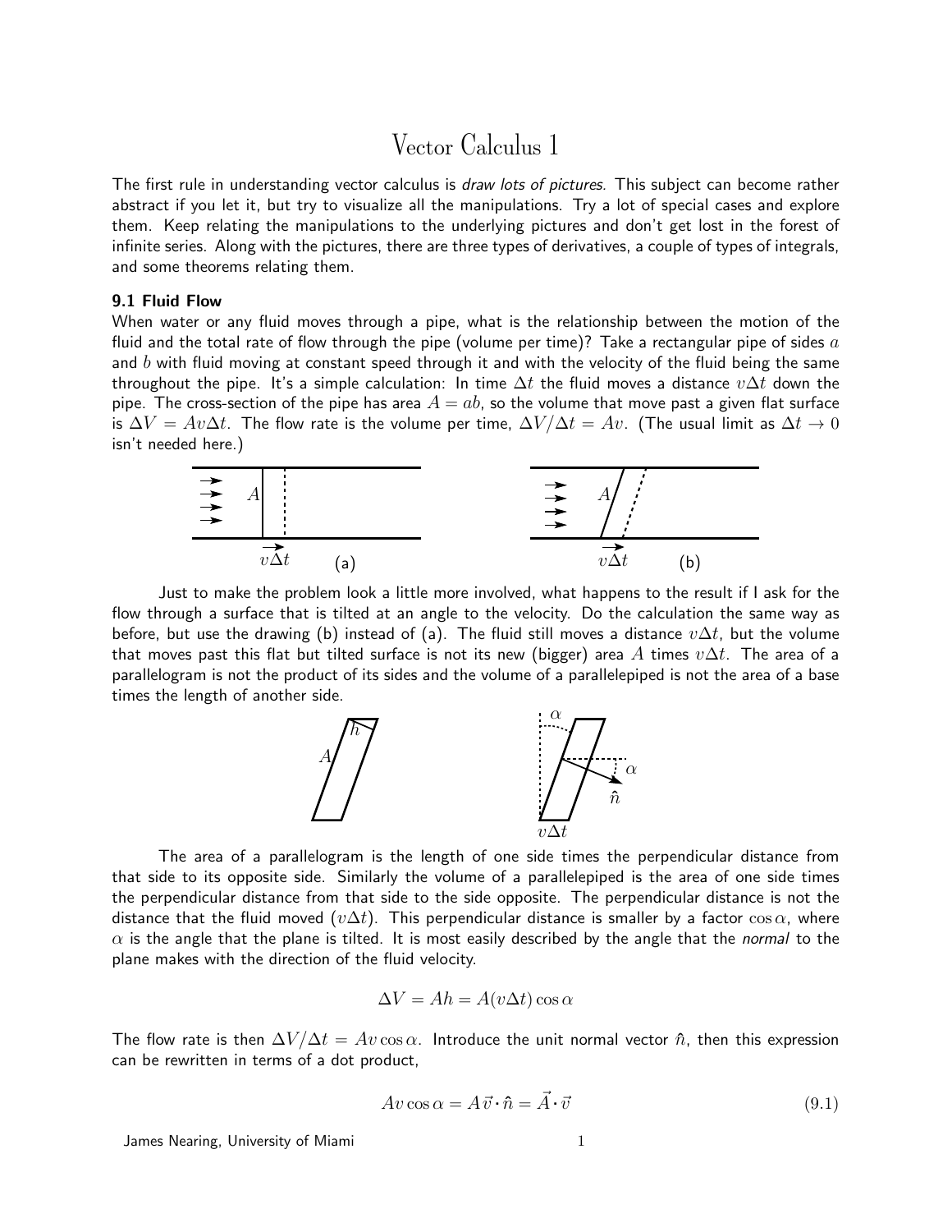# Vector Calculus 1

The first rule in understanding vector calculus is *draw lots of pictures.* This subject can become rather abstract if you let it, but try to visualize all the manipulations. Try a lot of special cases and explore them. Keep relating the manipulations to the underlying pictures and don't get lost in the forest of infinite series. Along with the pictures, there are three types of derivatives, a couple of types of integrals, and some theorems relating them.

### 9.1 Fluid Flow

When water or any fluid moves through a pipe, what is the relationship between the motion of the fluid and the total rate of flow through the pipe (volume per time)? Take a rectangular pipe of sides $a$ and $b$ with fluid moving at constant speed through it and with the velocity of the fluid being the same throughout the pipe. It's a simple calculation: In time $\Delta t$ the fluid moves a distance $v\Delta t$ down the pipe. The cross-section of the pipe has area $A = ab$, so the volume that move past a given flat surface is $\Delta V = Av\Delta t$. The flow rate is the volume per time, $\Delta V/\Delta t = Av$. (The usual limit as $\Delta t \to 0$ isn't needed here.)

Just to make the problem look a little more involved, what happens to the result if I ask for the flow through a surface that is tilted at an angle to the velocity. Do the calculation the same way as before, but use the drawing (b) instead of (a). The fluid still moves a distance $v\Delta t$, but the volume that moves past this flat but tilted surface is not its new (bigger) area $A$ times $v\Delta t$. The area of a parallelogram is not the product of its sides and the volume of a parallelepiped is not the area of a base times the length of another side.

The area of a parallelogram is the length of one side times the perpendicular distance from that side to its opposite side. Similarly the volume of a parallelepiped is the area of one side times the perpendicular distance from that side to the side opposite. The perpendicular distance is not the distance that the fluid moved ($v\Delta t$). This perpendicular distance is smaller by a factor $\cos\alpha$, where $\alpha$ is the angle that the plane is tilted. It is most easily described by the angle that the *normal* to the plane makes with the direction of the fluid velocity.

$$\Delta V = Ah = A(v\Delta t)\cos\alpha$$

The flow rate is then $\Delta V/\Delta t = Av\cos\alpha$. Introduce the unit normal vector $\hat{n}$, then this expression can be rewritten in terms of a dot product,

$$Av\cos\alpha = A\,\vec{v}\cdot\hat{n} = \vec{A}\cdot\vec{v} \tag{9.1}$$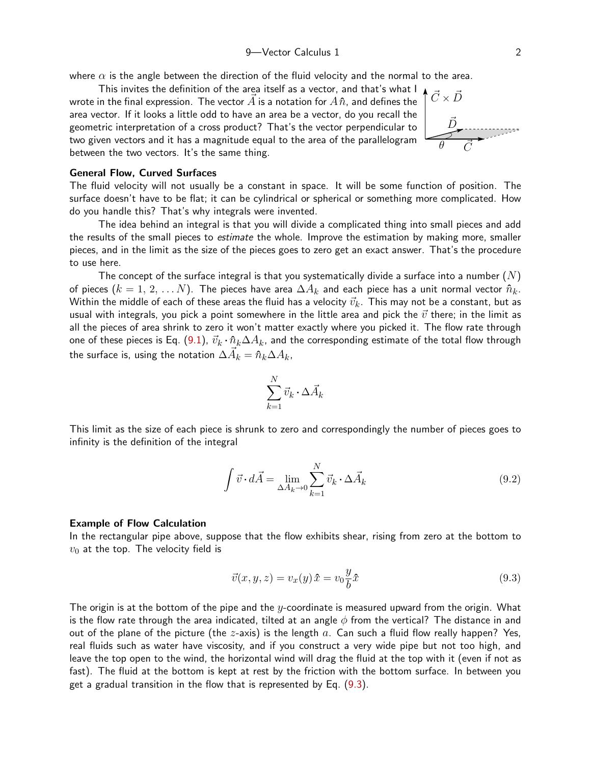where $\alpha$ is the angle between the direction of the fluid velocity and the normal to the area.

This invites the definition of the area itself as a vector, and that's what I wrote in the final expression. The vector $\vec{A}$ is a notation for $A\,\hat{n}$, and defines the area vector. If it looks a little odd to have an area be a vector, do you recall the geometric interpretation of a cross product? That's the vector perpendicular to two given vectors and it has a magnitude equal to the area of the parallelogram between the two vectors. It's the same thing.

### General Flow, Curved Surfaces

The fluid velocity will not usually be a constant in space. It will be some function of position. The surface doesn't have to be flat; it can be cylindrical or spherical or something more complicated. How do you handle this? That's why integrals were invented.

The idea behind an integral is that you will divide a complicated thing into small pieces and add the results of the small pieces to *estimate* the whole. Improve the estimation by making more, smaller pieces, and in the limit as the size of the pieces goes to zero get an exact answer. That's the procedure to use here.

The concept of the surface integral is that you systematically divide a surface into a number ($N$) of pieces ($k = 1, 2, \ldots N$). The pieces have area $\Delta A_k$ and each piece has a unit normal vector $\hat{n}_k$. Within the middle of each of these areas the fluid has a velocity $\vec{v}_k$. This may not be a constant, but as usual with integrals, you pick a point somewhere in the little area and pick the $\vec{v}$ there; in the limit as all the pieces of area shrink to zero it won't matter exactly where you picked it. The flow rate through one of these pieces is Eq. (9.1), $\vec{v}_k \cdot \hat{n}_k \Delta A_k$, and the corresponding estimate of the total flow through the surface is, using the notation $\Delta\vec{A}_k = \hat{n}_k \Delta A_k$,

$$\sum_{k=1}^{N} \vec{v}_k \cdot \Delta\vec{A}_k$$

This limit as the size of each piece is shrunk to zero and correspondingly the number of pieces goes to infinity is the definition of the integral

$$\int \vec{v} \cdot d\vec{A} = \lim_{\Delta A_k \to 0} \sum_{k=1}^{N} \vec{v}_k \cdot \Delta\vec{A}_k \tag{9.2}$$

### Example of Flow Calculation

In the rectangular pipe above, suppose that the flow exhibits shear, rising from zero at the bottom to $v_0$ at the top. The velocity field is

$$\vec{v}(x,y,z) = v_x(y)\,\hat{x} = v_0 \frac{y}{b}\hat{x} \tag{9.3}$$

The origin is at the bottom of the pipe and the $y$-coordinate is measured upward from the origin. What is the flow rate through the area indicated, tilted at an angle $\phi$ from the vertical? The distance in and out of the plane of the picture (the $z$-axis) is the length $a$. Can such a fluid flow really happen? Yes, real fluids such as water have viscosity, and if you construct a very wide pipe but not too high, and leave the top open to the wind, the horizontal wind will drag the fluid at the top with it (even if not as fast). The fluid at the bottom is kept at rest by the friction with the bottom surface. In between you get a gradual transition in the flow that is represented by Eq. (9.3).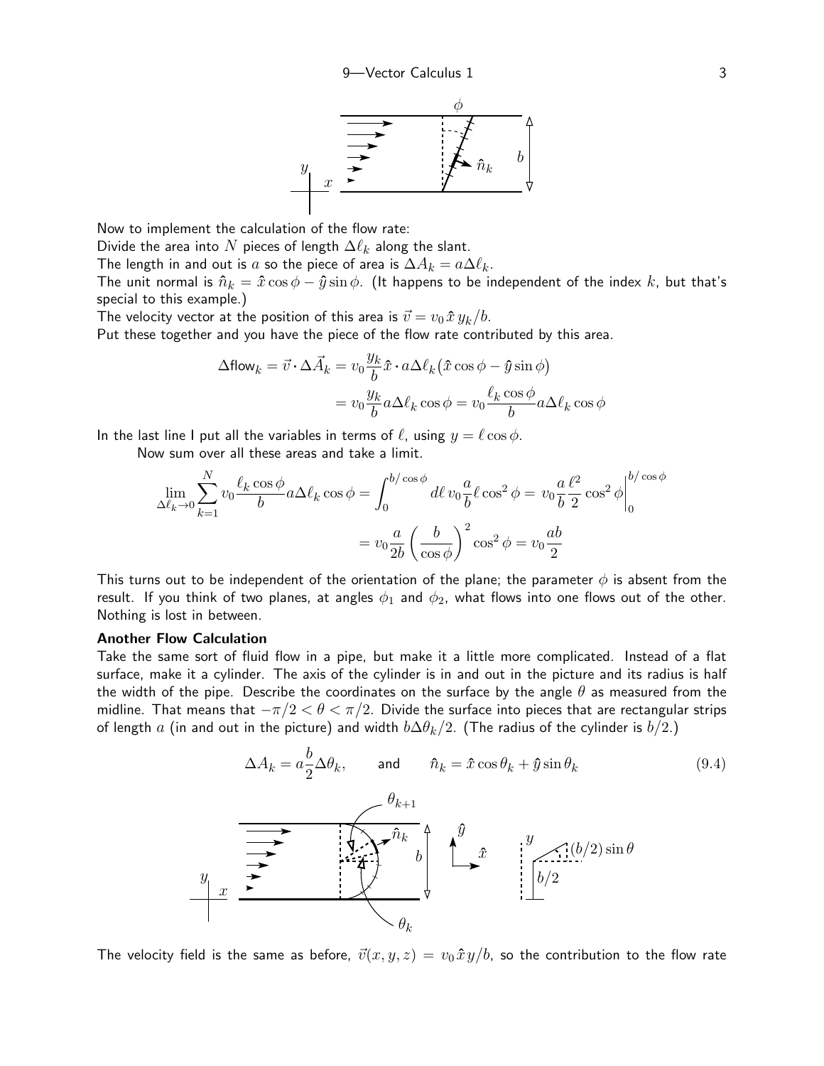Now to implement the calculation of the flow rate:
Divide the area into $N$ pieces of length $\Delta\ell_k$ along the slant.
The length in and out is $a$ so the piece of area is $\Delta A_k = a\Delta\ell_k$.
The unit normal is $\hat{n}_k = \hat{x}\cos\phi - \hat{y}\sin\phi$. (It happens to be independent of the index $k$, but that's special to this example.)
The velocity vector at the position of this area is $\vec{v} = v_0\,\hat{x}\,y_k/b$.
Put these together and you have the piece of the flow rate contributed by this area.

$$
\Delta\text{flow}_k = \vec{v}\cdot\Delta\vec{A}_k = v_0\frac{y_k}{b}\hat{x}\cdot a\Delta\ell_k\big(\hat{x}\cos\phi - \hat{y}\sin\phi\big)
$$

$$
= v_0\frac{y_k}{b}a\Delta\ell_k\cos\phi = v_0\frac{\ell_k\cos\phi}{b}a\Delta\ell_k\cos\phi
$$

In the last line I put all the variables in terms of $\ell$, using $y = \ell\cos\phi$.

Now sum over all these areas and take a limit.

$$
\lim_{\Delta\ell_k\to 0}\sum_{k=1}^{N} v_0\frac{\ell_k\cos\phi}{b}a\Delta\ell_k\cos\phi = \int_0^{b/\cos\phi} d\ell\, v_0\frac{a}{b}\ell\cos^2\phi = v_0\frac{a}{b}\frac{\ell^2}{2}\cos^2\phi\bigg|_0^{b/\cos\phi}
$$

$$
= v_0\frac{a}{2b}\left(\frac{b}{\cos\phi}\right)^2\cos^2\phi = v_0\frac{ab}{2}
$$

This turns out to be independent of the orientation of the plane; the parameter $\phi$ is absent from the result. If you think of two planes, at angles $\phi_1$ and $\phi_2$, what flows into one flows out of the other. Nothing is lost in between.

**Another Flow Calculation**

Take the same sort of fluid flow in a pipe, but make it a little more complicated. Instead of a flat surface, make it a cylinder. The axis of the cylinder is in and out in the picture and its radius is half the width of the pipe. Describe the coordinates on the surface by the angle $\theta$ as measured from the midline. That means that $-\pi/2 < \theta < \pi/2$. Divide the surface into pieces that are rectangular strips of length $a$ (in and out in the picture) and width $b\Delta\theta_k/2$. (The radius of the cylinder is $b/2$.)

$$
\Delta A_k = a\frac{b}{2}\Delta\theta_k, \qquad \text{and} \qquad \hat{n}_k = \hat{x}\cos\theta_k + \hat{y}\sin\theta_k \tag{9.4}
$$

The velocity field is the same as before, $\vec{v}(x,y,z) = v_0\,\hat{x}\,y/b$, so the contribution to the flow rate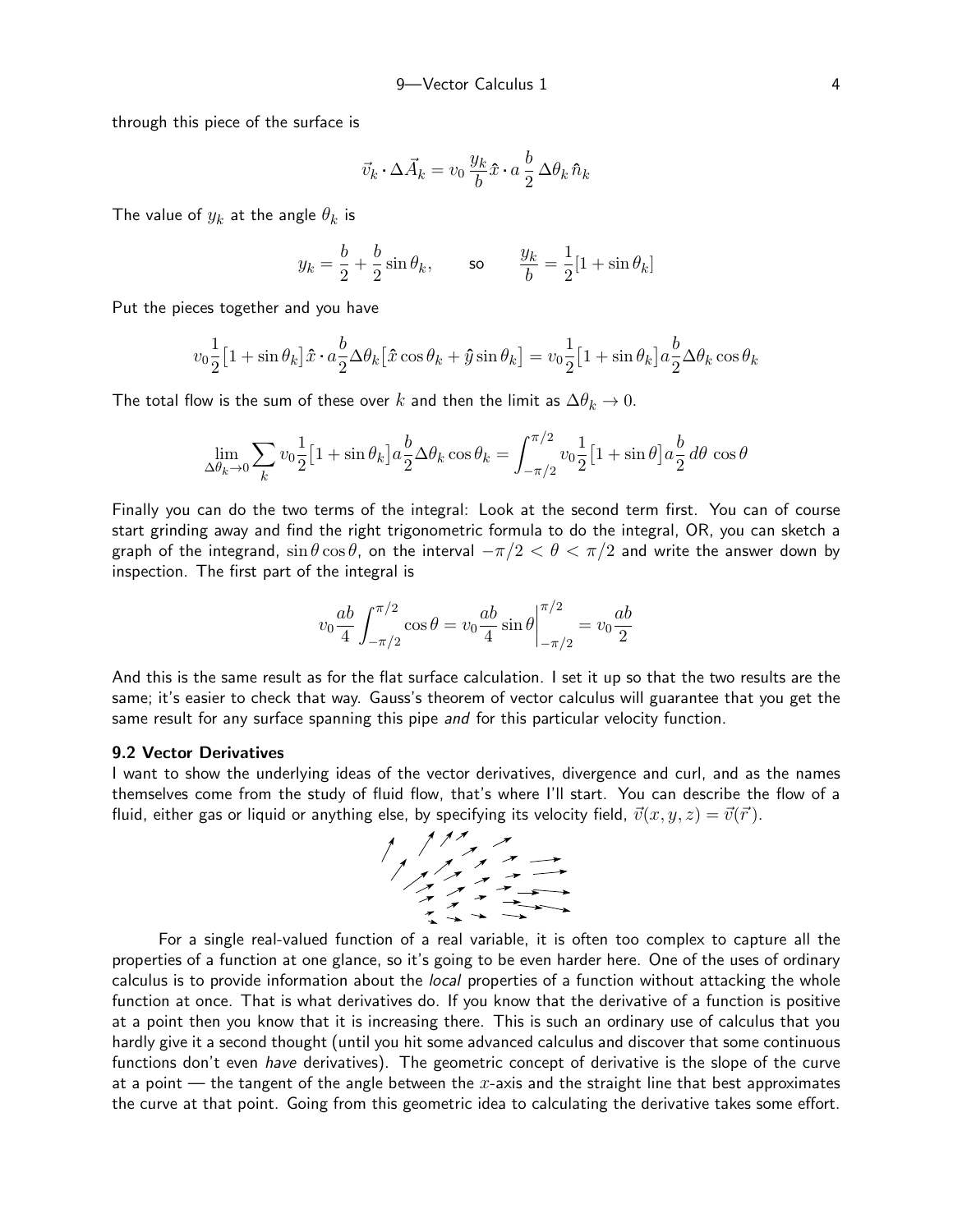through this piece of the surface is

$$\vec{v}_k \cdot \Delta\vec{A}_k = v_0 \frac{y_k}{b}\hat{x} \cdot a\,\frac{b}{2}\,\Delta\theta_k\,\hat{n}_k$$

The value of $y_k$ at the angle $\theta_k$ is

$$y_k = \frac{b}{2} + \frac{b}{2}\sin\theta_k, \qquad \text{so} \qquad \frac{y_k}{b} = \frac{1}{2}[1 + \sin\theta_k]$$

Put the pieces together and you have

$$v_0\frac{1}{2}\big[1 + \sin\theta_k\big]\hat{x} \cdot a\frac{b}{2}\Delta\theta_k\big[\hat{x}\cos\theta_k + \hat{y}\sin\theta_k\big] = v_0\frac{1}{2}\big[1 + \sin\theta_k\big]a\frac{b}{2}\Delta\theta_k\cos\theta_k$$

The total flow is the sum of these over $k$ and then the limit as $\Delta\theta_k \to 0$.

$$\lim_{\Delta\theta_k\to 0}\sum_k v_0\frac{1}{2}\big[1 + \sin\theta_k\big]a\frac{b}{2}\Delta\theta_k\cos\theta_k = \int_{-\pi/2}^{\pi/2} v_0\frac{1}{2}\big[1 + \sin\theta\big]a\frac{b}{2}\,d\theta\,\cos\theta$$

Finally you can do the two terms of the integral: Look at the second term first. You can of course start grinding away and find the right trigonometric formula to do the integral, OR, you can sketch a graph of the integrand, $\sin\theta\cos\theta$, on the interval $-\pi/2 < \theta < \pi/2$ and write the answer down by inspection. The first part of the integral is

$$v_0\frac{ab}{4}\int_{-\pi/2}^{\pi/2}\cos\theta = v_0\frac{ab}{4}\sin\theta\bigg|_{-\pi/2}^{\pi/2} = v_0\frac{ab}{2}$$

And this is the same result as for the flat surface calculation. I set it up so that the two results are the same; it's easier to check that way. Gauss's theorem of vector calculus will guarantee that you get the same result for any surface spanning this pipe *and* for this particular velocity function.

### 9.2 Vector Derivatives

I want to show the underlying ideas of the vector derivatives, divergence and curl, and as the names themselves come from the study of fluid flow, that's where I'll start. You can describe the flow of a fluid, either gas or liquid or anything else, by specifying its velocity field, $\vec{v}(x, y, z) = \vec{v}(\vec{r})$.

For a single real-valued function of a real variable, it is often too complex to capture all the properties of a function at one glance, so it's going to be even harder here. One of the uses of ordinary calculus is to provide information about the *local* properties of a function without attacking the whole function at once. That is what derivatives do. If you know that the derivative of a function is positive at a point then you know that it is increasing there. This is such an ordinary use of calculus that you hardly give it a second thought (until you hit some advanced calculus and discover that some continuous functions don't even *have* derivatives). The geometric concept of derivative is the slope of the curve at a point — the tangent of the angle between the $x$-axis and the straight line that best approximates the curve at that point. Going from this geometric idea to calculating the derivative takes some effort.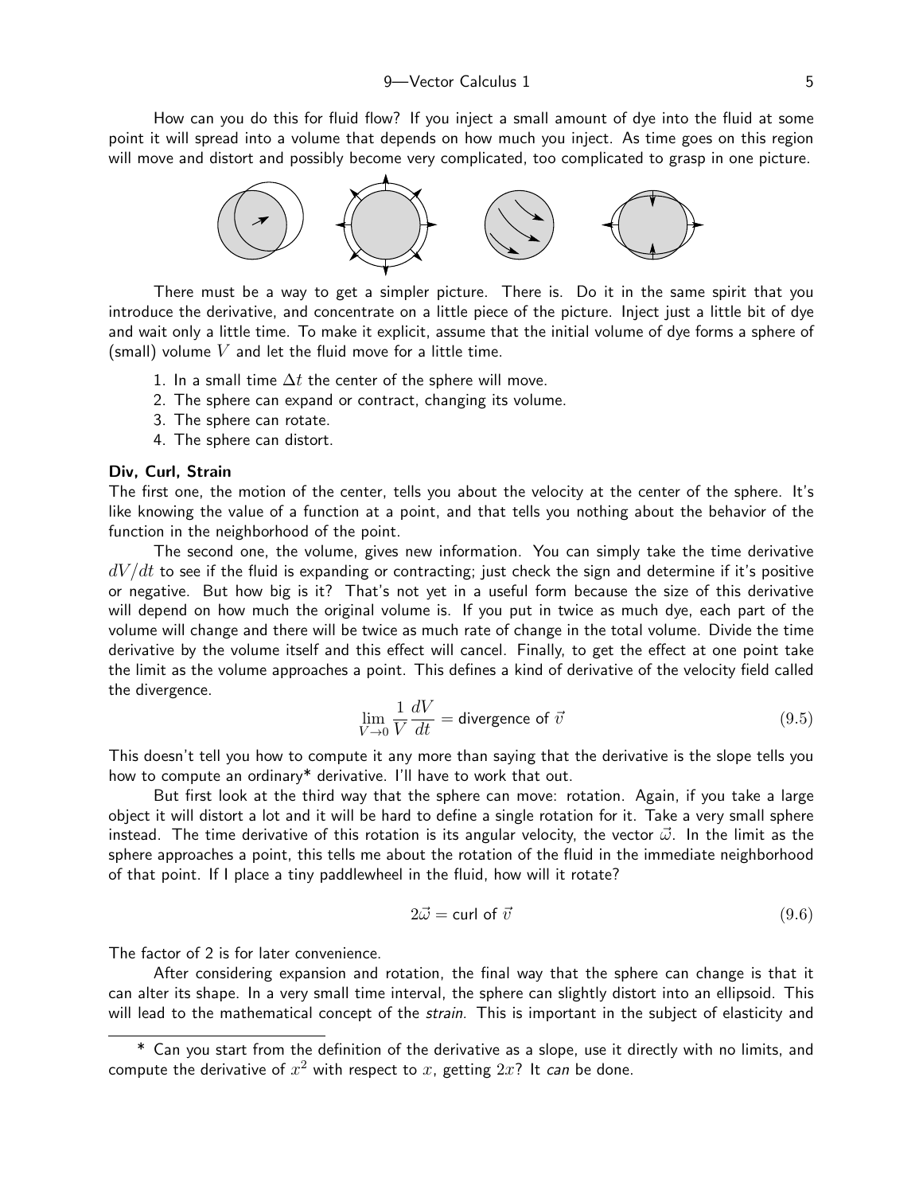How can you do this for fluid flow? If you inject a small amount of dye into the fluid at some point it will spread into a volume that depends on how much you inject. As time goes on this region will move and distort and possibly become very complicated, too complicated to grasp in one picture.

There must be a way to get a simpler picture. There is. Do it in the same spirit that you introduce the derivative, and concentrate on a little piece of the picture. Inject just a little bit of dye and wait only a little time. To make it explicit, assume that the initial volume of dye forms a sphere of (small) volume $V$ and let the fluid move for a little time.

1. In a small time $\Delta t$ the center of the sphere will move.
2. The sphere can expand or contract, changing its volume.
3. The sphere can rotate.
4. The sphere can distort.

**Div, Curl, Strain**

The first one, the motion of the center, tells you about the velocity at the center of the sphere. It's like knowing the value of a function at a point, and that tells you nothing about the behavior of the function in the neighborhood of the point.

The second one, the volume, gives new information. You can simply take the time derivative $dV/dt$ to see if the fluid is expanding or contracting; just check the sign and determine if it's positive or negative. But how big is it? That's not yet in a useful form because the size of this derivative will depend on how much the original volume is. If you put in twice as much dye, each part of the volume will change and there will be twice as much rate of change in the total volume. Divide the time derivative by the volume itself and this effect will cancel. Finally, to get the effect at one point take the limit as the volume approaches a point. This defines a kind of derivative of the velocity field called the divergence.

$$\lim_{V\to 0} \frac{1}{V}\frac{dV}{dt} = \text{divergence of } \vec{v} \tag{9.5}$$

This doesn't tell you how to compute it any more than saying that the derivative is the slope tells you how to compute an ordinary* derivative. I'll have to work that out.

But first look at the third way that the sphere can move: rotation. Again, if you take a large object it will distort a lot and it will be hard to define a single rotation for it. Take a very small sphere instead. The time derivative of this rotation is its angular velocity, the vector $\vec{\omega}$. In the limit as the sphere approaches a point, this tells me about the rotation of the fluid in the immediate neighborhood of that point. If I place a tiny paddlewheel in the fluid, how will it rotate?

$$2\vec{\omega} = \text{curl of } \vec{v} \tag{9.6}$$

The factor of 2 is for later convenience.

After considering expansion and rotation, the final way that the sphere can change is that it can alter its shape. In a very small time interval, the sphere can slightly distort into an ellipsoid. This will lead to the mathematical concept of the *strain*. This is important in the subject of elasticity and

---

* Can you start from the definition of the derivative as a slope, use it directly with no limits, and compute the derivative of $x^2$ with respect to $x$, getting $2x$? It *can* be done.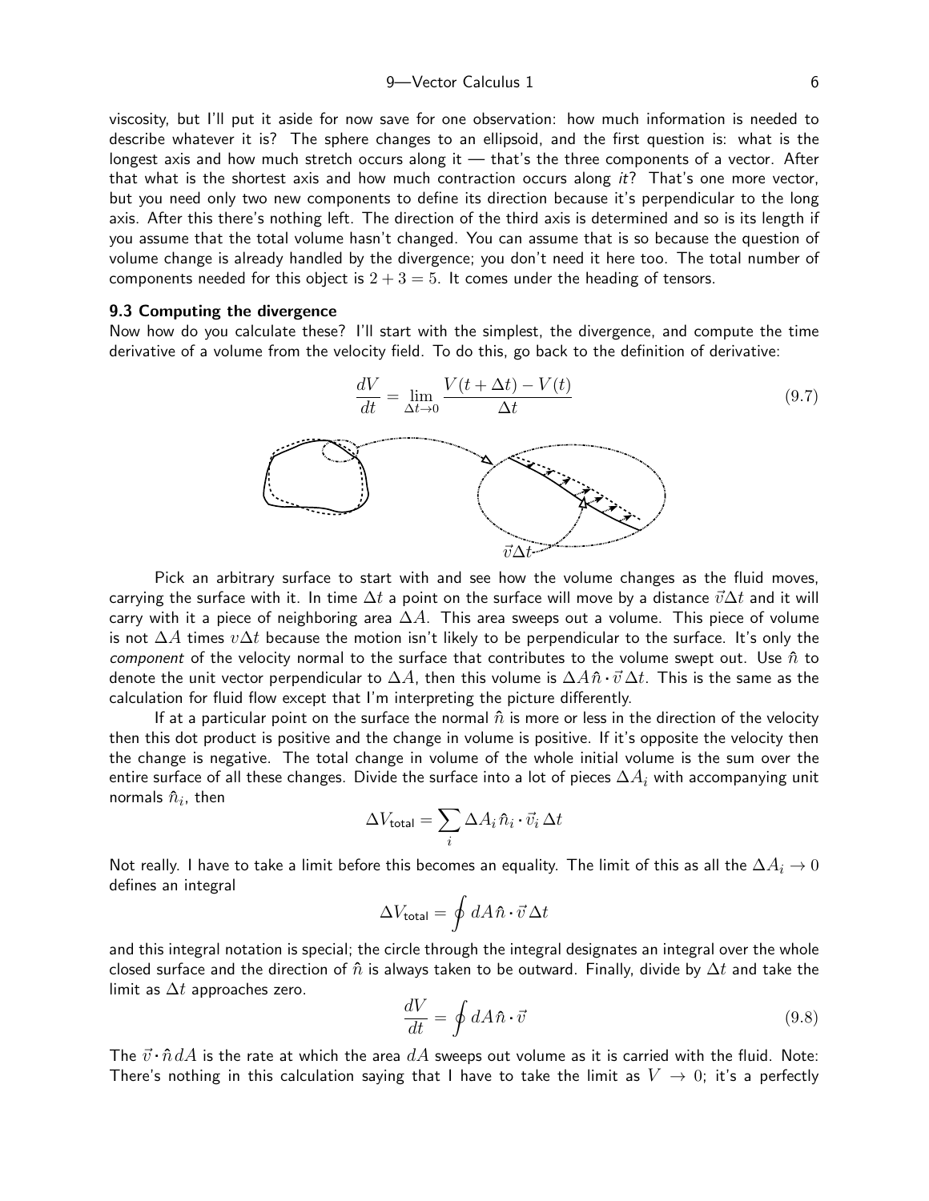viscosity, but I'll put it aside for now save for one observation: how much information is needed to describe whatever it is? The sphere changes to an ellipsoid, and the first question is: what is the longest axis and how much stretch occurs along it — that's the three components of a vector. After that what is the shortest axis and how much contraction occurs along *it*? That's one more vector, but you need only two new components to define its direction because it's perpendicular to the long axis. After this there's nothing left. The direction of the third axis is determined and so is its length if you assume that the total volume hasn't changed. You can assume that is so because the question of volume change is already handled by the divergence; you don't need it here too. The total number of components needed for this object is $2 + 3 = 5$. It comes under the heading of tensors.

### 9.3 Computing the divergence

Now how do you calculate these? I'll start with the simplest, the divergence, and compute the time derivative of a volume from the velocity field. To do this, go back to the definition of derivative:

$$\frac{dV}{dt} = \lim_{\Delta t \to 0} \frac{V(t + \Delta t) - V(t)}{\Delta t} \tag{9.7}$$

Pick an arbitrary surface to start with and see how the volume changes as the fluid moves, carrying the surface with it. In time $\Delta t$ a point on the surface will move by a distance $\vec{v}\Delta t$ and it will carry with it a piece of neighboring area $\Delta A$. This area sweeps out a volume. This piece of volume is not $\Delta A$ times $v\Delta t$ because the motion isn't likely to be perpendicular to the surface. It's only the *component* of the velocity normal to the surface that contributes to the volume swept out. Use $\hat{n}$ to denote the unit vector perpendicular to $\Delta A$, then this volume is $\Delta A\, \hat{n} \cdot \vec{v}\, \Delta t$. This is the same as the calculation for fluid flow except that I'm interpreting the picture differently.

If at a particular point on the surface the normal $\hat{n}$ is more or less in the direction of the velocity then this dot product is positive and the change in volume is positive. If it's opposite the velocity then the change is negative. The total change in volume of the whole initial volume is the sum over the entire surface of all these changes. Divide the surface into a lot of pieces $\Delta A_i$ with accompanying unit normals $\hat{n}_i$, then

$$\Delta V_{\text{total}} = \sum_i \Delta A_i\, \hat{n}_i \cdot \vec{v}_i\, \Delta t$$

Not really. I have to take a limit before this becomes an equality. The limit of this as all the $\Delta A_i \to 0$ defines an integral

$$\Delta V_{\text{total}} = \oint dA\, \hat{n} \cdot \vec{v}\, \Delta t$$

and this integral notation is special; the circle through the integral designates an integral over the whole closed surface and the direction of $\hat{n}$ is always taken to be outward. Finally, divide by $\Delta t$ and take the limit as $\Delta t$ approaches zero.

$$\frac{dV}{dt} = \oint dA\, \hat{n} \cdot \vec{v} \tag{9.8}$$

The $\vec{v} \cdot \hat{n}\, dA$ is the rate at which the area $dA$ sweeps out volume as it is carried with the fluid. Note: There's nothing in this calculation saying that I have to take the limit as $V \to 0$; it's a perfectly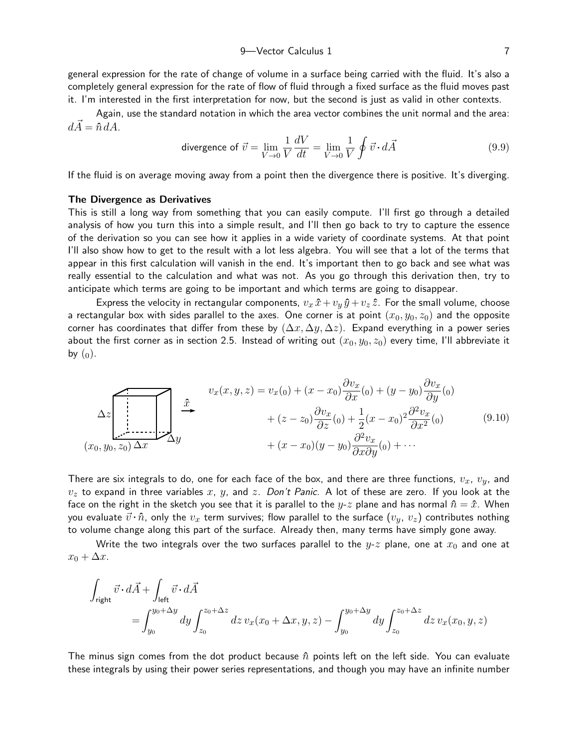general expression for the rate of change of volume in a surface being carried with the fluid. It's also a completely general expression for the rate of flow of fluid through a fixed surface as the fluid moves past it. I'm interested in the first interpretation for now, but the second is just as valid in other contexts.

Again, use the standard notation in which the area vector combines the unit normal and the area: $d\vec{A} = \hat{n}\, dA$.

$$\text{divergence of } \vec{v} = \lim_{V\to 0} \frac{1}{V}\frac{dV}{dt} = \lim_{V\to 0} \frac{1}{V}\oint \vec{v}\cdot d\vec{A} \tag{9.9}$$

If the fluid is on average moving away from a point then the divergence there is positive. It's diverging.

**The Divergence as Derivatives**

This is still a long way from something that you can easily compute. I'll first go through a detailed analysis of how you turn this into a simple result, and I'll then go back to try to capture the essence of the derivation so you can see how it applies in a wide variety of coordinate systems. At that point I'll also show how to get to the result with a lot less algebra. You will see that a lot of the terms that appear in this first calculation will vanish in the end. It's important then to go back and see what was really essential to the calculation and what was not. As you go through this derivation then, try to anticipate which terms are going to be important and which terms are going to disappear.

Express the velocity in rectangular components, $v_x\,\hat{x} + v_y\,\hat{y} + v_z\,\hat{z}$. For the small volume, choose a rectangular box with sides parallel to the axes. One corner is at point $(x_0, y_0, z_0)$ and the opposite corner has coordinates that differ from these by $(\Delta x, \Delta y, \Delta z)$. Expand everything in a power series about the first corner as in section 2.5. Instead of writing out $(x_0, y_0, z_0)$ every time, I'll abbreviate it by $({}_0)$.

$$\begin{aligned} v_x(x,y,z) = v_x({}_0) &+ (x-x_0)\frac{\partial v_x}{\partial x}({}_0) + (y-y_0)\frac{\partial v_x}{\partial y}({}_0) \\ &+ (z-z_0)\frac{\partial v_x}{\partial z}({}_0) + \frac{1}{2}(x-x_0)^2\frac{\partial^2 v_x}{\partial x^2}({}_0) \\ &+ (x-x_0)(y-y_0)\frac{\partial^2 v_x}{\partial x \partial y}({}_0) + \cdots \end{aligned} \tag{9.10}$$

There are six integrals to do, one for each face of the box, and there are three functions, $v_x$, $v_y$, and $v_z$ to expand in three variables $x$, $y$, and $z$. *Don't Panic.* A lot of these are zero. If you look at the face on the right in the sketch you see that it is parallel to the $y$-$z$ plane and has normal $\hat{n} = \hat{x}$. When you evaluate $\vec{v}\cdot\hat{n}$, only the $v_x$ term survives; flow parallel to the surface ($v_y$, $v_z$) contributes nothing to volume change along this part of the surface. Already then, many terms have simply gone away.

Write the two integrals over the two surfaces parallel to the $y$-$z$ plane, one at $x_0$ and one at $x_0 + \Delta x$.

$$\begin{aligned} &\int_{\text{right}} \vec{v}\cdot d\vec{A} + \int_{\text{left}} \vec{v}\cdot d\vec{A} \\ &\qquad = \int_{y_0}^{y_0+\Delta y} dy \int_{z_0}^{z_0+\Delta z} dz\, v_x(x_0+\Delta x, y, z) - \int_{y_0}^{y_0+\Delta y} dy \int_{z_0}^{z_0+\Delta z} dz\, v_x(x_0, y, z) \end{aligned}$$

The minus sign comes from the dot product because $\hat{n}$ points left on the left side. You can evaluate these integrals by using their power series representations, and though you may have an infinite number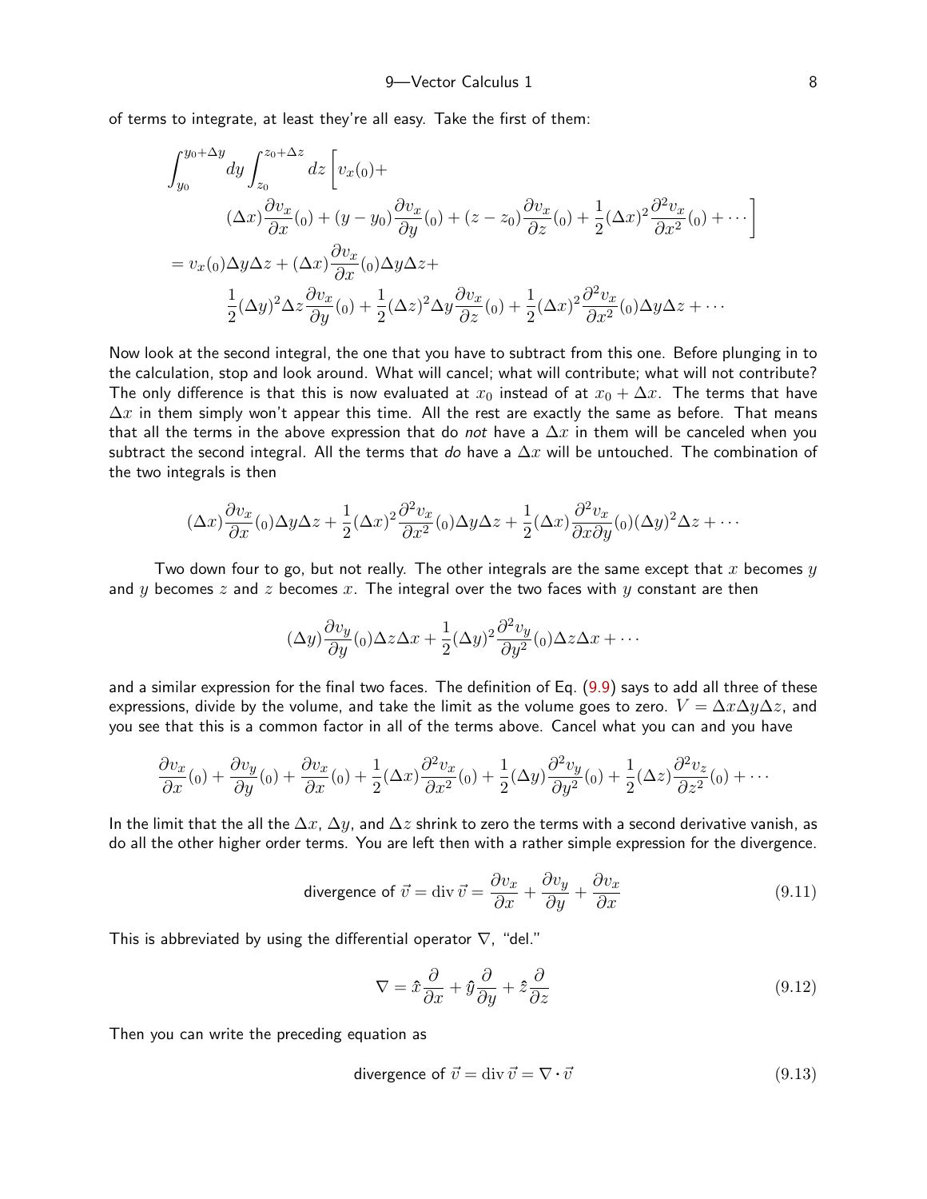of terms to integrate, at least they're all easy. Take the first of them:

$$
\begin{aligned}
\int_{y_0}^{y_0+\Delta y} dy \int_{z_0}^{z_0+\Delta z} dz \bigg[ v_x(_0) + \\
(\Delta x)\frac{\partial v_x}{\partial x}(_0) + (y-y_0)\frac{\partial v_x}{\partial y}(_0) + (z-z_0)\frac{\partial v_x}{\partial z}(_0) + \frac{1}{2}(\Delta x)^2\frac{\partial^2 v_x}{\partial x^2}(_0) + \cdots \bigg] \\
= v_x(_0)\Delta y \Delta z + (\Delta x)\frac{\partial v_x}{\partial x}(_0)\Delta y \Delta z + \\
\frac{1}{2}(\Delta y)^2 \Delta z \frac{\partial v_x}{\partial y}(_0) + \frac{1}{2}(\Delta z)^2 \Delta y \frac{\partial v_x}{\partial z}(_0) + \frac{1}{2}(\Delta x)^2\frac{\partial^2 v_x}{\partial x^2}(_0)\Delta y \Delta z + \cdots
\end{aligned}
$$

Now look at the second integral, the one that you have to subtract from this one. Before plunging in to the calculation, stop and look around. What will cancel; what will contribute; what will not contribute? The only difference is that this is now evaluated at $x_0$ instead of at $x_0 + \Delta x$. The terms that have $\Delta x$ in them simply won't appear this time. All the rest are exactly the same as before. That means that all the terms in the above expression that do *not* have a $\Delta x$ in them will be canceled when you subtract the second integral. All the terms that *do* have a $\Delta x$ will be untouched. The combination of the two integrals is then

$$
(\Delta x)\frac{\partial v_x}{\partial x}(_0)\Delta y \Delta z + \frac{1}{2}(\Delta x)^2\frac{\partial^2 v_x}{\partial x^2}(_0)\Delta y \Delta z + \frac{1}{2}(\Delta x)\frac{\partial^2 v_x}{\partial x \partial y}(_0)(\Delta y)^2 \Delta z + \cdots
$$

Two down four to go, but not really. The other integrals are the same except that $x$ becomes $y$ and $y$ becomes $z$ and $z$ becomes $x$. The integral over the two faces with $y$ constant are then

$$
(\Delta y)\frac{\partial v_y}{\partial y}(_0)\Delta z \Delta x + \frac{1}{2}(\Delta y)^2\frac{\partial^2 v_y}{\partial y^2}(_0)\Delta z \Delta x + \cdots
$$

and a similar expression for the final two faces. The definition of Eq. (9.9) says to add all three of these expressions, divide by the volume, and take the limit as the volume goes to zero. $V = \Delta x \Delta y \Delta z$, and you see that this is a common factor in all of the terms above. Cancel what you can and you have

$$
\frac{\partial v_x}{\partial x}(_0) + \frac{\partial v_y}{\partial y}(_0) + \frac{\partial v_x}{\partial x}(_0) + \frac{1}{2}(\Delta x)\frac{\partial^2 v_x}{\partial x^2}(_0) + \frac{1}{2}(\Delta y)\frac{\partial^2 v_y}{\partial y^2}(_0) + \frac{1}{2}(\Delta z)\frac{\partial^2 v_z}{\partial z^2}(_0) + \cdots
$$

In the limit that the all the $\Delta x$, $\Delta y$, and $\Delta z$ shrink to zero the terms with a second derivative vanish, as do all the other higher order terms. You are left then with a rather simple expression for the divergence.

$$
\text{divergence of } \vec{v} = \text{div}\,\vec{v} = \frac{\partial v_x}{\partial x} + \frac{\partial v_y}{\partial y} + \frac{\partial v_x}{\partial x} \tag{9.11}
$$

This is abbreviated by using the differential operator $\nabla$, "del."

$$
\nabla = \hat{x}\frac{\partial}{\partial x} + \hat{y}\frac{\partial}{\partial y} + \hat{z}\frac{\partial}{\partial z} \tag{9.12}
$$

Then you can write the preceding equation as

$$
\text{divergence of } \vec{v} = \text{div}\,\vec{v} = \nabla \cdot \vec{v} \tag{9.13}
$$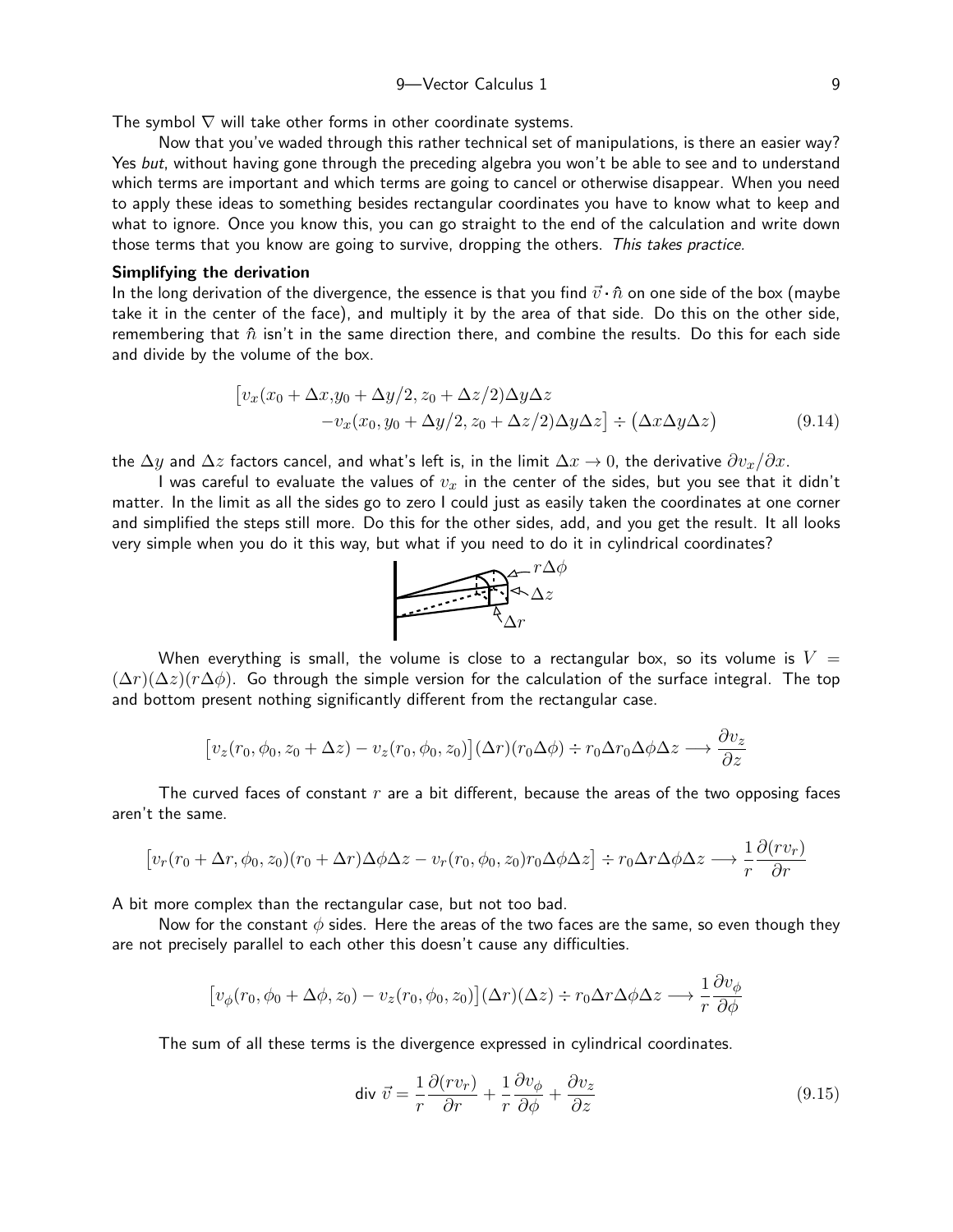The symbol $\nabla$ will take other forms in other coordinate systems.

Now that you've waded through this rather technical set of manipulations, is there an easier way? Yes *but*, without having gone through the preceding algebra you won't be able to see and to understand which terms are important and which terms are going to cancel or otherwise disappear. When you need to apply these ideas to something besides rectangular coordinates you have to know what to keep and what to ignore. Once you know this, you can go straight to the end of the calculation and write down those terms that you know are going to survive, dropping the others. *This takes practice.*

**Simplifying the derivation**

In the long derivation of the divergence, the essence is that you find $\vec{v}\cdot\hat{n}$ on one side of the box (maybe take it in the center of the face), and multiply it by the area of that side. Do this on the other side, remembering that $\hat{n}$ isn't in the same direction there, and combine the results. Do this for each side and divide by the volume of the box.

$$\begin{aligned}\big[v_x(x_0+\Delta x, &y_0+\Delta y/2, z_0+\Delta z/2)\Delta y\Delta z \\ &-v_x(x_0, y_0+\Delta y/2, z_0+\Delta z/2)\Delta y\Delta z\big] \div \big(\Delta x\Delta y\Delta z\big)\end{aligned} \tag{9.14}$$

the $\Delta y$ and $\Delta z$ factors cancel, and what's left is, in the limit $\Delta x \to 0$, the derivative $\partial v_x/\partial x$.

I was careful to evaluate the values of $v_x$ in the center of the sides, but you see that it didn't matter. In the limit as all the sides go to zero I could just as easily taken the coordinates at one corner and simplified the steps still more. Do this for the other sides, add, and you get the result. It all looks very simple when you do it this way, but what if you need to do it in cylindrical coordinates?

When everything is small, the volume is close to a rectangular box, so its volume is $V = (\Delta r)(\Delta z)(r\Delta\phi)$. Go through the simple version for the calculation of the surface integral. The top and bottom present nothing significantly different from the rectangular case.

$$\big[v_z(r_0,\phi_0,z_0+\Delta z) - v_z(r_0,\phi_0,z_0)\big](\Delta r)(r_0\Delta\phi) \div r_0\Delta r_0\Delta\phi\Delta z \longrightarrow \frac{\partial v_z}{\partial z}$$

The curved faces of constant $r$ are a bit different, because the areas of the two opposing faces aren't the same.

$$\big[v_r(r_0+\Delta r,\phi_0,z_0)(r_0+\Delta r)\Delta\phi\Delta z - v_r(r_0,\phi_0,z_0)r_0\Delta\phi\Delta z\big] \div r_0\Delta r\Delta\phi\Delta z \longrightarrow \frac{1}{r}\frac{\partial(rv_r)}{\partial r}$$

A bit more complex than the rectangular case, but not too bad.

Now for the constant $\phi$ sides. Here the areas of the two faces are the same, so even though they are not precisely parallel to each other this doesn't cause any difficulties.

$$\big[v_\phi(r_0,\phi_0+\Delta\phi,z_0) - v_z(r_0,\phi_0,z_0)\big](\Delta r)(\Delta z) \div r_0\Delta r\Delta\phi\Delta z \longrightarrow \frac{1}{r}\frac{\partial v_\phi}{\partial \phi}$$

The sum of all these terms is the divergence expressed in cylindrical coordinates.

$$\text{div}\,\vec{v} = \frac{1}{r}\frac{\partial(rv_r)}{\partial r} + \frac{1}{r}\frac{\partial v_\phi}{\partial\phi} + \frac{\partial v_z}{\partial z} \tag{9.15}$$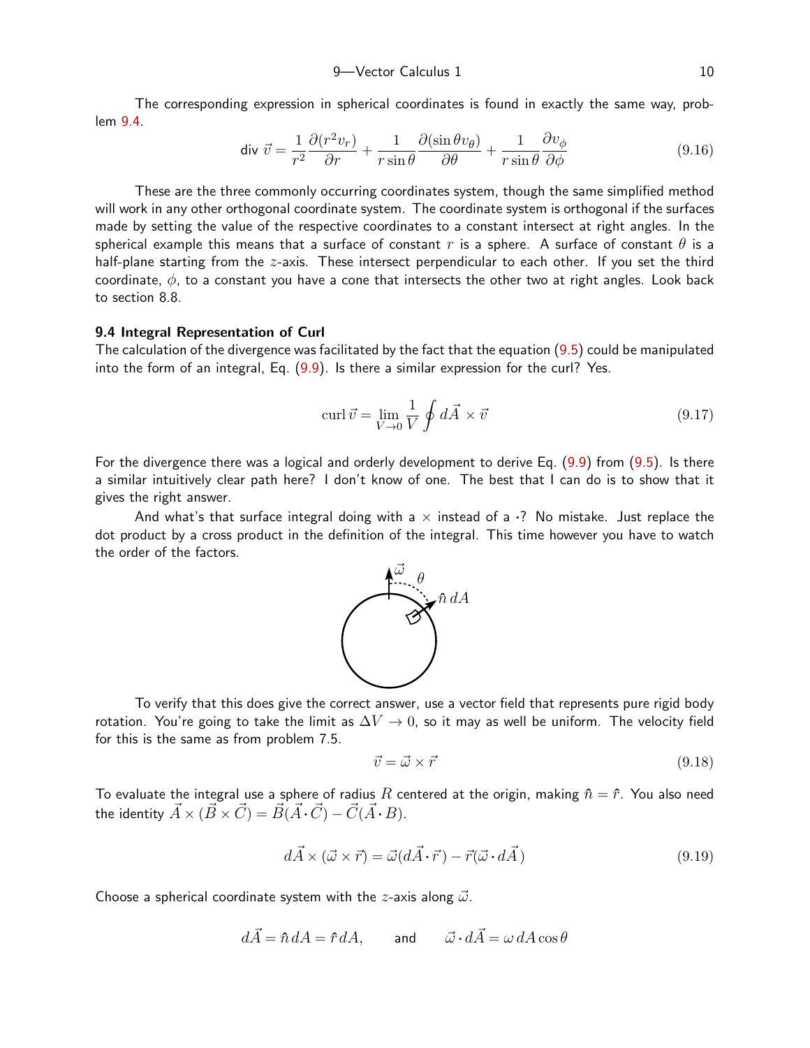The corresponding expression in spherical coordinates is found in exactly the same way, problem 9.4.

$$\text{div}\,\vec{v} = \frac{1}{r^2}\frac{\partial(r^2 v_r)}{\partial r} + \frac{1}{r\sin\theta}\frac{\partial(\sin\theta\, v_\theta)}{\partial\theta} + \frac{1}{r\sin\theta}\frac{\partial v_\phi}{\partial\phi} \tag{9.16}$$

These are the three commonly occurring coordinates system, though the same simplified method will work in any other orthogonal coordinate system. The coordinate system is orthogonal if the surfaces made by setting the value of the respective coordinates to a constant intersect at right angles. In the spherical example this means that a surface of constant $r$ is a sphere. A surface of constant $\theta$ is a half-plane starting from the $z$-axis. These intersect perpendicular to each other. If you set the third coordinate, $\phi$, to a constant you have a cone that intersects the other two at right angles. Look back to section 8.8.

### 9.4 Integral Representation of Curl

The calculation of the divergence was facilitated by the fact that the equation (9.5) could be manipulated into the form of an integral, Eq. (9.9). Is there a similar expression for the curl? Yes.

$$\text{curl}\,\vec{v} = \lim_{V\to 0}\frac{1}{V}\oint d\vec{A}\times\vec{v} \tag{9.17}$$

For the divergence there was a logical and orderly development to derive Eq. (9.9) from (9.5). Is there a similar intuitively clear path here? I don't know of one. The best that I can do is to show that it gives the right answer.

And what's that surface integral doing with a $\times$ instead of a $\cdot$? No mistake. Just replace the dot product by a cross product in the definition of the integral. This time however you have to watch the order of the factors.

To verify that this does give the correct answer, use a vector field that represents pure rigid body rotation. You're going to take the limit as $\Delta V\to 0$, so it may as well be uniform. The velocity field for this is the same as from problem 7.5.

$$\vec{v} = \vec{\omega}\times\vec{r} \tag{9.18}$$

To evaluate the integral use a sphere of radius $R$ centered at the origin, making $\hat{n} = \hat{r}$. You also need the identity $\vec{A}\times(\vec{B}\times\vec{C}) = \vec{B}(\vec{A}\cdot\vec{C}) - \vec{C}(\vec{A}\cdot B)$.

$$d\vec{A}\times(\vec{\omega}\times\vec{r}) = \vec{\omega}(d\vec{A}\cdot\vec{r}) - \vec{r}(\vec{\omega}\cdot d\vec{A}) \tag{9.19}$$

Choose a spherical coordinate system with the $z$-axis along $\vec{\omega}$.

$$d\vec{A} = \hat{n}\,dA = \hat{r}\,dA, \qquad \text{and} \qquad \vec{\omega}\cdot d\vec{A} = \omega\,dA\cos\theta$$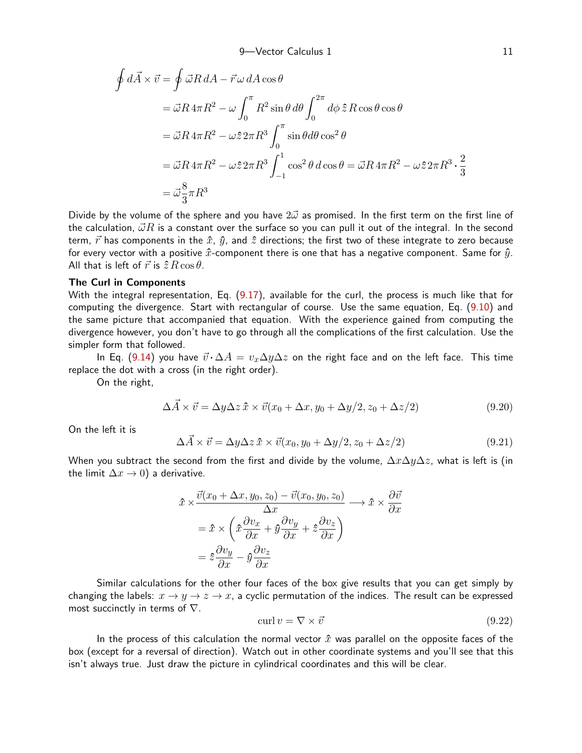$$
\begin{aligned}
\oint d\vec{A} \times \vec{v} &= \oint \vec{\omega} R\, dA - \vec{r}\,\omega\, dA \cos\theta \\
&= \vec{\omega} R\, 4\pi R^2 - \omega \int_0^\pi R^2 \sin\theta\, d\theta \int_0^{2\pi} d\phi\, \hat{z}\, R\cos\theta\cos\theta \\
&= \vec{\omega} R\, 4\pi R^2 - \omega \hat{z}\, 2\pi R^3 \int_0^\pi \sin\theta d\theta \cos^2\theta \\
&= \vec{\omega} R\, 4\pi R^2 - \omega \hat{z}\, 2\pi R^3 \int_{-1}^1 \cos^2\theta\, d\cos\theta = \vec{\omega} R\, 4\pi R^2 - \omega \hat{z}\, 2\pi R^3 \cdot \frac{2}{3} \\
&= \vec{\omega}\frac{8}{3}\pi R^3
\end{aligned}
$$

Divide by the volume of the sphere and you have $2\vec{\omega}$ as promised. In the first term on the first line of the calculation, $\vec{\omega} R$ is a constant over the surface so you can pull it out of the integral. In the second term, $\vec{r}$ has components in the $\hat{x}$, $\hat{y}$, and $\hat{z}$ directions; the first two of these integrate to zero because for every vector with a positive $\hat{x}$-component there is one that has a negative component. Same for $\hat{y}$. All that is left of $\vec{r}$ is $\hat{z}\, R\cos\theta$.

**The Curl in Components**

With the integral representation, Eq. (9.17), available for the curl, the process is much like that for computing the divergence. Start with rectangular of course. Use the same equation, Eq. (9.10) and the same picture that accompanied that equation. With the experience gained from computing the divergence however, you don't have to go through all the complications of the first calculation. Use the simpler form that followed.

In Eq. (9.14) you have $\vec{v} \cdot \Delta A = v_x \Delta y \Delta z$ on the right face and on the left face. This time replace the dot with a cross (in the right order).

On the right,

$$
\Delta\vec{A} \times \vec{v} = \Delta y \Delta z\, \hat{x} \times \vec{v}(x_0 + \Delta x, y_0 + \Delta y/2, z_0 + \Delta z/2) \tag{9.20}
$$

On the left it is

$$
\Delta\vec{A} \times \vec{v} = \Delta y \Delta z\, \hat{x} \times \vec{v}(x_0, y_0 + \Delta y/2, z_0 + \Delta z/2) \tag{9.21}
$$

When you subtract the second from the first and divide by the volume, $\Delta x \Delta y \Delta z$, what is left is (in the limit $\Delta x \to 0$) a derivative.

$$
\begin{aligned}
\hat{x} \times & \frac{\vec{v}(x_0 + \Delta x, y_0, z_0) - \vec{v}(x_0, y_0, z_0)}{\Delta x} \longrightarrow \hat{x} \times \frac{\partial \vec{v}}{\partial x} \\
&= \hat{x} \times \left( \hat{x}\frac{\partial v_x}{\partial x} + \hat{y}\frac{\partial v_y}{\partial x} + \hat{z}\frac{\partial v_z}{\partial x} \right) \\
&= \hat{z}\frac{\partial v_y}{\partial x} - \hat{y}\frac{\partial v_z}{\partial x}
\end{aligned}
$$

Similar calculations for the other four faces of the box give results that you can get simply by changing the labels: $x \to y \to z \to x$, a cyclic permutation of the indices. The result can be expressed most succinctly in terms of $\nabla$.

$$
\operatorname{curl} v = \nabla \times \vec{v} \tag{9.22}
$$

In the process of this calculation the normal vector $\hat{x}$ was parallel on the opposite faces of the box (except for a reversal of direction). Watch out in other coordinate systems and you'll see that this isn't always true. Just draw the picture in cylindrical coordinates and this will be clear.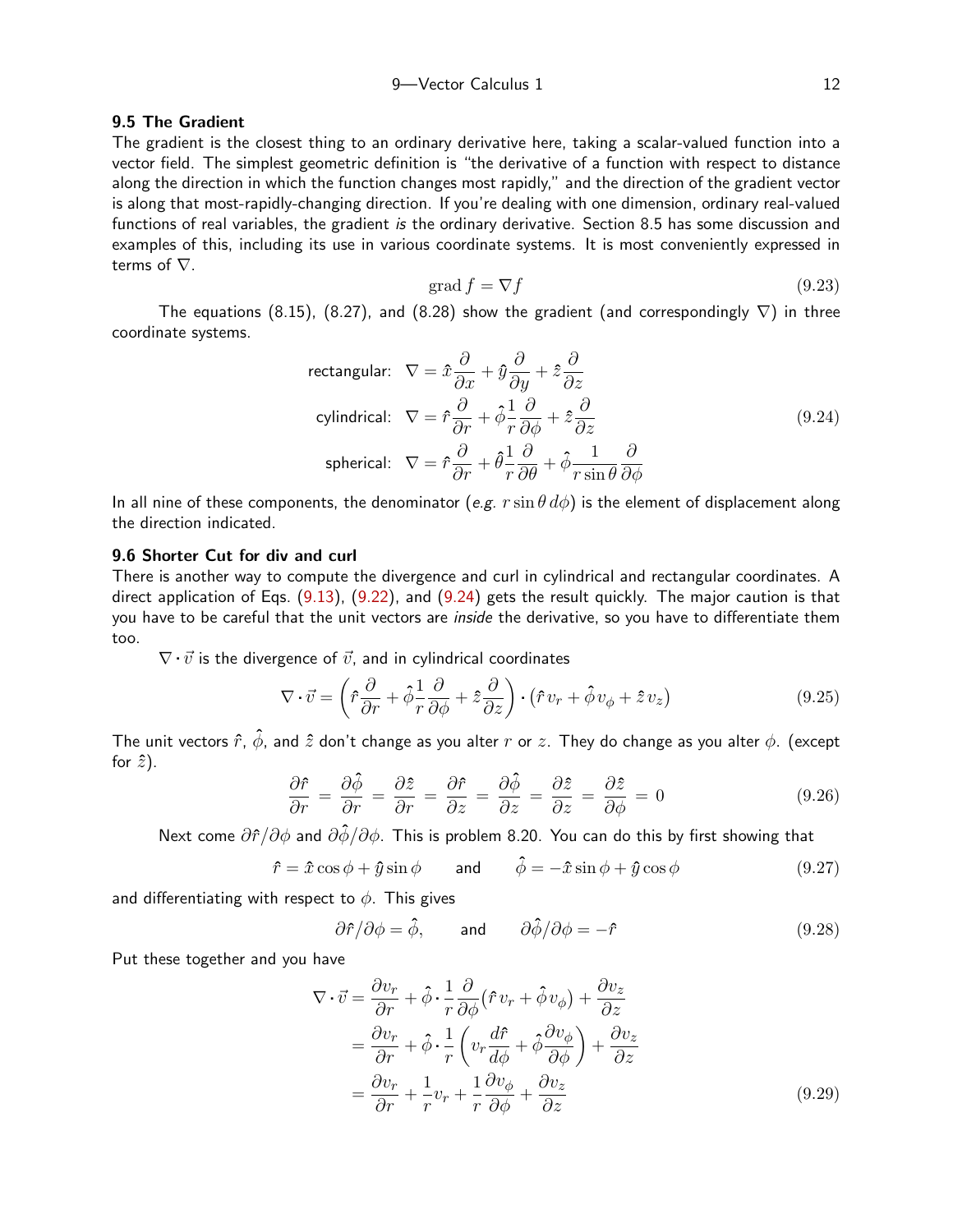### 9.5 The Gradient

The gradient is the closest thing to an ordinary derivative here, taking a scalar-valued function into a vector field. The simplest geometric definition is "the derivative of a function with respect to distance along the direction in which the function changes most rapidly," and the direction of the gradient vector is along that most-rapidly-changing direction. If you're dealing with one dimension, ordinary real-valued functions of real variables, the gradient *is* the ordinary derivative. Section 8.5 has some discussion and examples of this, including its use in various coordinate systems. It is most conveniently expressed in terms of $\nabla$.

$$\operatorname{grad} f = \nabla f \tag{9.23}$$

The equations (8.15), (8.27), and (8.28) show the gradient (and correspondingly $\nabla$) in three coordinate systems.

$$\begin{aligned}
\text{rectangular:}\quad \nabla &= \hat{x}\frac{\partial}{\partial x} + \hat{y}\frac{\partial}{\partial y} + \hat{z}\frac{\partial}{\partial z} \\
\text{cylindrical:}\quad \nabla &= \hat{r}\frac{\partial}{\partial r} + \hat{\phi}\frac{1}{r}\frac{\partial}{\partial \phi} + \hat{z}\frac{\partial}{\partial z} \\
\text{spherical:}\quad \nabla &= \hat{r}\frac{\partial}{\partial r} + \hat{\theta}\frac{1}{r}\frac{\partial}{\partial \theta} + \hat{\phi}\frac{1}{r\sin\theta}\frac{\partial}{\partial \phi}
\end{aligned} \tag{9.24}$$

In all nine of these components, the denominator (*e.g.* $r\sin\theta\, d\phi$) is the element of displacement along the direction indicated.

### 9.6 Shorter Cut for div and curl

There is another way to compute the divergence and curl in cylindrical and rectangular coordinates. A direct application of Eqs. (9.13), (9.22), and (9.24) gets the result quickly. The major caution is that you have to be careful that the unit vectors are *inside* the derivative, so you have to differentiate them too.

$\nabla\cdot\vec{v}$ is the divergence of $\vec{v}$, and in cylindrical coordinates

$$\nabla\cdot\vec{v} = \left(\hat{r}\frac{\partial}{\partial r} + \hat{\phi}\frac{1}{r}\frac{\partial}{\partial \phi} + \hat{z}\frac{\partial}{\partial z}\right)\cdot\left(\hat{r}\,v_r + \hat{\phi}\,v_\phi + \hat{z}\,v_z\right) \tag{9.25}$$

The unit vectors $\hat{r}$, $\hat{\phi}$, and $\hat{z}$ don't change as you alter $r$ or $z$. They do change as you alter $\phi$. (except for $\hat{z}$).

$$\frac{\partial\hat{r}}{\partial r} = \frac{\partial\hat{\phi}}{\partial r} = \frac{\partial\hat{z}}{\partial r} = \frac{\partial\hat{r}}{\partial z} = \frac{\partial\hat{\phi}}{\partial z} = \frac{\partial\hat{z}}{\partial z} = \frac{\partial\hat{z}}{\partial \phi} = 0 \tag{9.26}$$

Next come $\partial\hat{r}/\partial\phi$ and $\partial\hat{\phi}/\partial\phi$. This is problem 8.20. You can do this by first showing that

$$\hat{r} = \hat{x}\cos\phi + \hat{y}\sin\phi \qquad\text{and}\qquad \hat{\phi} = -\hat{x}\sin\phi + \hat{y}\cos\phi \tag{9.27}$$

and differentiating with respect to $\phi$. This gives

$$\partial\hat{r}/\partial\phi = \hat{\phi}, \qquad\text{and}\qquad \partial\hat{\phi}/\partial\phi = -\hat{r} \tag{9.28}$$

Put these together and you have

$$\begin{aligned}
\nabla\cdot\vec{v} &= \frac{\partial v_r}{\partial r} + \hat{\phi}\cdot\frac{1}{r}\frac{\partial}{\partial\phi}\left(\hat{r}\,v_r + \hat{\phi}\,v_\phi\right) + \frac{\partial v_z}{\partial z} \\
&= \frac{\partial v_r}{\partial r} + \hat{\phi}\cdot\frac{1}{r}\left(v_r\frac{d\hat{r}}{d\phi} + \hat{\phi}\frac{\partial v_\phi}{\partial\phi}\right) + \frac{\partial v_z}{\partial z} \\
&= \frac{\partial v_r}{\partial r} + \frac{1}{r}v_r + \frac{1}{r}\frac{\partial v_\phi}{\partial\phi} + \frac{\partial v_z}{\partial z}
\end{aligned} \tag{9.29}$$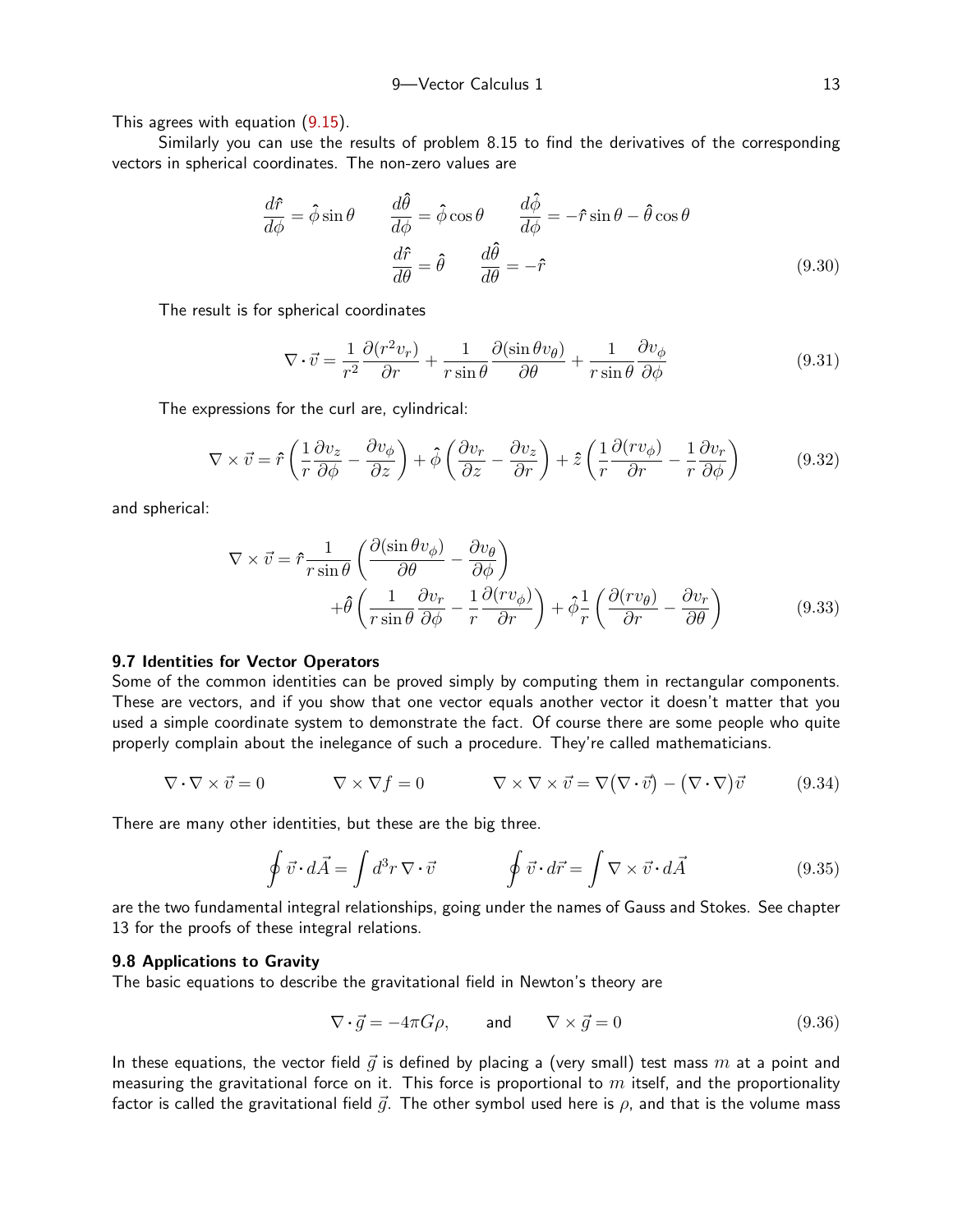This agrees with equation (9.15).

Similarly you can use the results of problem 8.15 to find the derivatives of the corresponding vectors in spherical coordinates. The non-zero values are

$$\frac{d\hat{r}}{d\phi} = \hat{\phi}\sin\theta \qquad \frac{d\hat{\theta}}{d\phi} = \hat{\phi}\cos\theta \qquad \frac{d\hat{\phi}}{d\phi} = -\hat{r}\sin\theta - \hat{\theta}\cos\theta$$
$$\frac{d\hat{r}}{d\theta} = \hat{\theta} \qquad \frac{d\hat{\theta}}{d\theta} = -\hat{r} \tag{9.30}$$

The result is for spherical coordinates

$$\nabla\cdot\vec{v} = \frac{1}{r^2}\frac{\partial(r^2 v_r)}{\partial r} + \frac{1}{r\sin\theta}\frac{\partial(\sin\theta v_\theta)}{\partial\theta} + \frac{1}{r\sin\theta}\frac{\partial v_\phi}{\partial\phi} \tag{9.31}$$

The expressions for the curl are, cylindrical:

$$\nabla\times\vec{v} = \hat{r}\left(\frac{1}{r}\frac{\partial v_z}{\partial\phi} - \frac{\partial v_\phi}{\partial z}\right) + \hat{\phi}\left(\frac{\partial v_r}{\partial z} - \frac{\partial v_z}{\partial r}\right) + \hat{z}\left(\frac{1}{r}\frac{\partial(r v_\phi)}{\partial r} - \frac{1}{r}\frac{\partial v_r}{\partial\phi}\right) \tag{9.32}$$

and spherical:

$$\nabla\times\vec{v} = \hat{r}\frac{1}{r\sin\theta}\left(\frac{\partial(\sin\theta v_\phi)}{\partial\theta} - \frac{\partial v_\theta}{\partial\phi}\right)$$
$$+\hat{\theta}\left(\frac{1}{r\sin\theta}\frac{\partial v_r}{\partial\phi} - \frac{1}{r}\frac{\partial(r v_\phi)}{\partial r}\right) + \hat{\phi}\frac{1}{r}\left(\frac{\partial(r v_\theta)}{\partial r} - \frac{\partial v_r}{\partial\theta}\right) \tag{9.33}$$

### 9.7 Identities for Vector Operators

Some of the common identities can be proved simply by computing them in rectangular components. These are vectors, and if you show that one vector equals another vector it doesn't matter that you used a simple coordinate system to demonstrate the fact. Of course there are some people who quite properly complain about the inelegance of such a procedure. They're called mathematicians.

$$\nabla\cdot\nabla\times\vec{v} = 0 \qquad \nabla\times\nabla f = 0 \qquad \nabla\times\nabla\times\vec{v} = \nabla\big(\nabla\cdot\vec{v}\big) - \big(\nabla\cdot\nabla\big)\vec{v} \tag{9.34}$$

There are many other identities, but these are the big three.

$$\oint \vec{v}\cdot d\vec{A} = \int d^3r\,\nabla\cdot\vec{v} \qquad \oint \vec{v}\cdot d\vec{r} = \int \nabla\times\vec{v}\cdot d\vec{A} \tag{9.35}$$

are the two fundamental integral relationships, going under the names of Gauss and Stokes. See chapter 13 for the proofs of these integral relations.

### 9.8 Applications to Gravity

The basic equations to describe the gravitational field in Newton's theory are

$$\nabla\cdot\vec{g} = -4\pi G\rho, \qquad \text{and} \qquad \nabla\times\vec{g} = 0 \tag{9.36}$$

In these equations, the vector field $\vec{g}$ is defined by placing a (very small) test mass $m$ at a point and measuring the gravitational force on it. This force is proportional to $m$ itself, and the proportionality factor is called the gravitational field $\vec{g}$. The other symbol used here is $\rho$, and that is the volume mass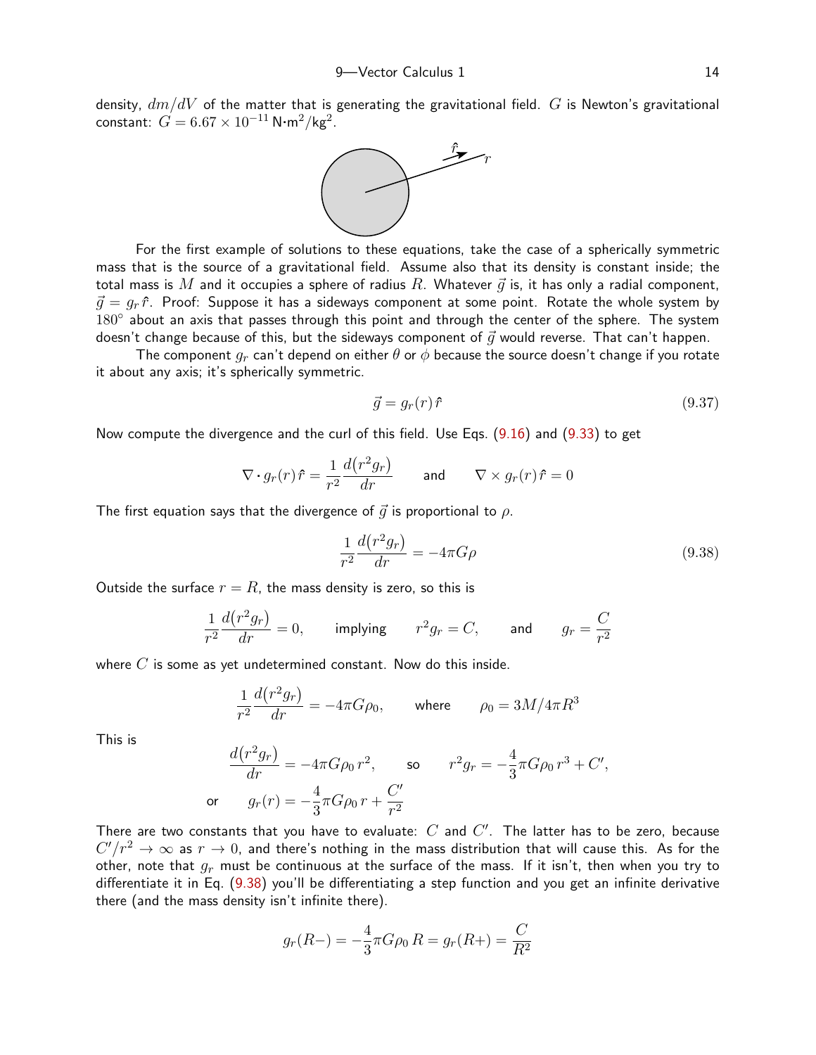density, $dm/dV$ of the matter that is generating the gravitational field. $G$ is Newton's gravitational constant: $G = 6.67 \times 10^{-11}$ N·m$^2$/kg$^2$.

For the first example of solutions to these equations, take the case of a spherically symmetric mass that is the source of a gravitational field. Assume also that its density is constant inside; the total mass is $M$ and it occupies a sphere of radius $R$. Whatever $\vec{g}$ is, it has only a radial component, $\vec{g} = g_r\,\hat{r}$. Proof: Suppose it has a sideways component at some point. Rotate the whole system by $180^\circ$ about an axis that passes through this point and through the center of the sphere. The system doesn't change because of this, but the sideways component of $\vec{g}$ would reverse. That can't happen.

The component $g_r$ can't depend on either $\theta$ or $\phi$ because the source doesn't change if you rotate it about any axis; it's spherically symmetric.

$$\vec{g} = g_r(r)\,\hat{r} \tag{9.37}$$

Now compute the divergence and the curl of this field. Use Eqs. (9.16) and (9.33) to get

$$\nabla \cdot g_r(r)\,\hat{r} = \frac{1}{r^2}\frac{d(r^2 g_r)}{dr} \qquad \text{and} \qquad \nabla \times g_r(r)\,\hat{r} = 0$$

The first equation says that the divergence of $\vec{g}$ is proportional to $\rho$.

$$\frac{1}{r^2}\frac{d(r^2 g_r)}{dr} = -4\pi G\rho \tag{9.38}$$

Outside the surface $r = R$, the mass density is zero, so this is

$$\frac{1}{r^2}\frac{d(r^2 g_r)}{dr} = 0, \qquad \text{implying} \qquad r^2 g_r = C, \qquad \text{and} \qquad g_r = \frac{C}{r^2}$$

where $C$ is some as yet undetermined constant. Now do this inside.

$$\frac{1}{r^2}\frac{d(r^2 g_r)}{dr} = -4\pi G\rho_0, \qquad \text{where} \qquad \rho_0 = 3M/4\pi R^3$$

This is

$$\frac{d(r^2 g_r)}{dr} = -4\pi G\rho_0\, r^2, \qquad \text{so} \qquad r^2 g_r = -\frac{4}{3}\pi G\rho_0\, r^3 + C',$$

$$\text{or} \qquad g_r(r) = -\frac{4}{3}\pi G\rho_0\, r + \frac{C'}{r^2}$$

There are two constants that you have to evaluate: $C$ and $C'$. The latter has to be zero, because $C'/r^2 \to \infty$ as $r \to 0$, and there's nothing in the mass distribution that will cause this. As for the other, note that $g_r$ must be continuous at the surface of the mass. If it isn't, then when you try to differentiate it in Eq. (9.38) you'll be differentiating a step function and you get an infinite derivative there (and the mass density isn't infinite there).

$$g_r(R-) = -\frac{4}{3}\pi G\rho_0\, R = g_r(R+) = \frac{C}{R^2}$$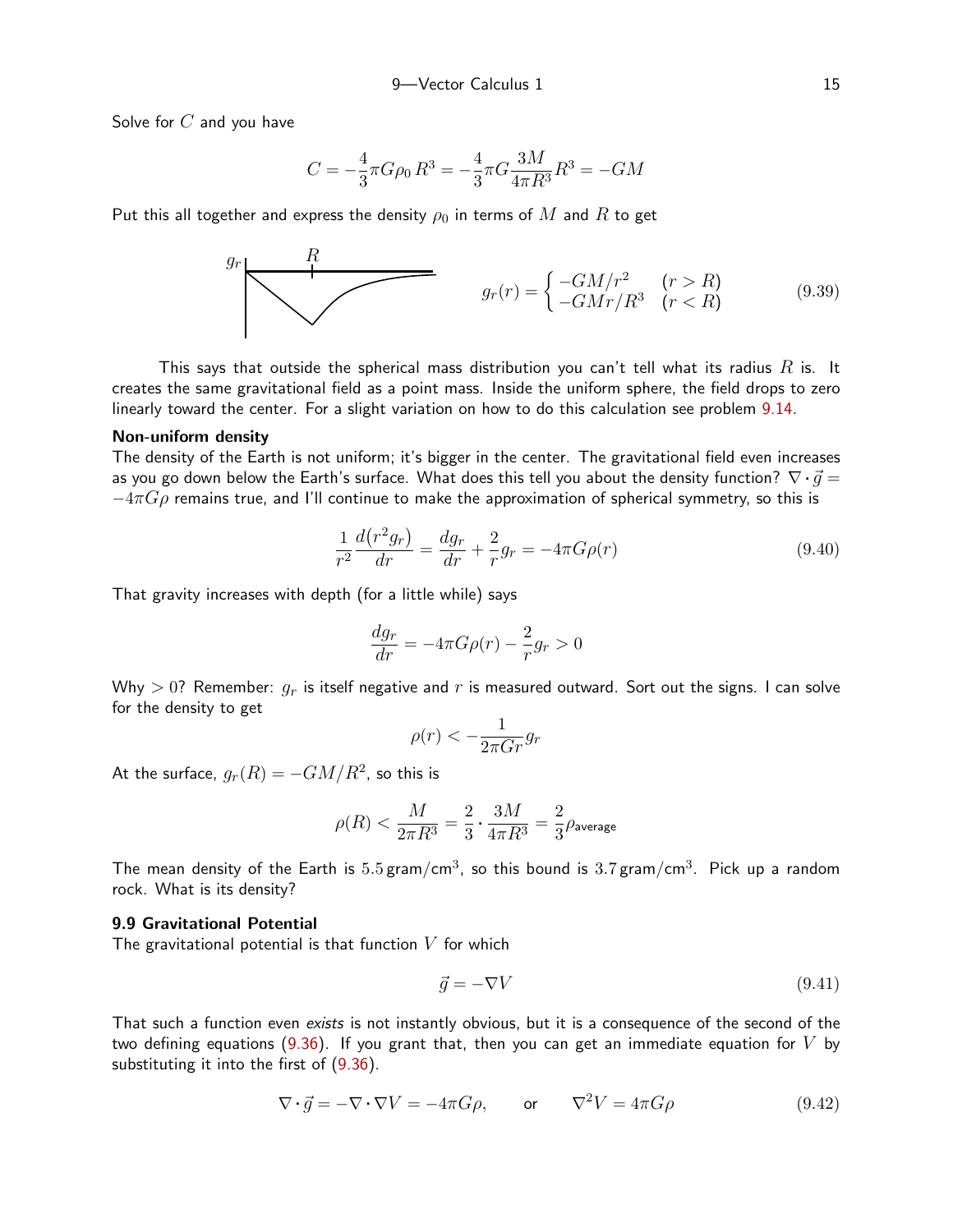Solve for $C$ and you have

$$C = -\frac{4}{3}\pi G\rho_0 R^3 = -\frac{4}{3}\pi G\frac{3M}{4\pi R^3}R^3 = -GM$$

Put this all together and express the density $\rho_0$ in terms of $M$ and $R$ to get

$$g_r(r) = \begin{cases} -GM/r^2 & (r > R) \\ -GMr/R^3 & (r < R) \end{cases} \tag{9.39}$$

This says that outside the spherical mass distribution you can't tell what its radius $R$ is. It creates the same gravitational field as a point mass. Inside the uniform sphere, the field drops to zero linearly toward the center. For a slight variation on how to do this calculation see problem 9.14.

**Non-uniform density**

The density of the Earth is not uniform; it's bigger in the center. The gravitational field even increases as you go down below the Earth's surface. What does this tell you about the density function? $\nabla\cdot\vec{g} = -4\pi G\rho$ remains true, and I'll continue to make the approximation of spherical symmetry, so this is

$$\frac{1}{r^2}\frac{d(r^2 g_r)}{dr} = \frac{dg_r}{dr} + \frac{2}{r}g_r = -4\pi G\rho(r) \tag{9.40}$$

That gravity increases with depth (for a little while) says

$$\frac{dg_r}{dr} = -4\pi G\rho(r) - \frac{2}{r}g_r > 0$$

Why $> 0$? Remember: $g_r$ is itself negative and $r$ is measured outward. Sort out the signs. I can solve for the density to get

$$\rho(r) < -\frac{1}{2\pi G r}g_r$$

At the surface, $g_r(R) = -GM/R^2$, so this is

$$\rho(R) < \frac{M}{2\pi R^3} = \frac{2}{3}\cdot\frac{3M}{4\pi R^3} = \frac{2}{3}\rho_{\text{average}}$$

The mean density of the Earth is $5.5\,\text{gram/cm}^3$, so this bound is $3.7\,\text{gram/cm}^3$. Pick up a random rock. What is its density?

### 9.9 Gravitational Potential

The gravitational potential is that function $V$ for which

$$\vec{g} = -\nabla V \tag{9.41}$$

That such a function even *exists* is not instantly obvious, but it is a consequence of the second of the two defining equations (9.36). If you grant that, then you can get an immediate equation for $V$ by substituting it into the first of (9.36).

$$\nabla\cdot\vec{g} = -\nabla\cdot\nabla V = -4\pi G\rho, \qquad \text{or} \qquad \nabla^2 V = 4\pi G\rho \tag{9.42}$$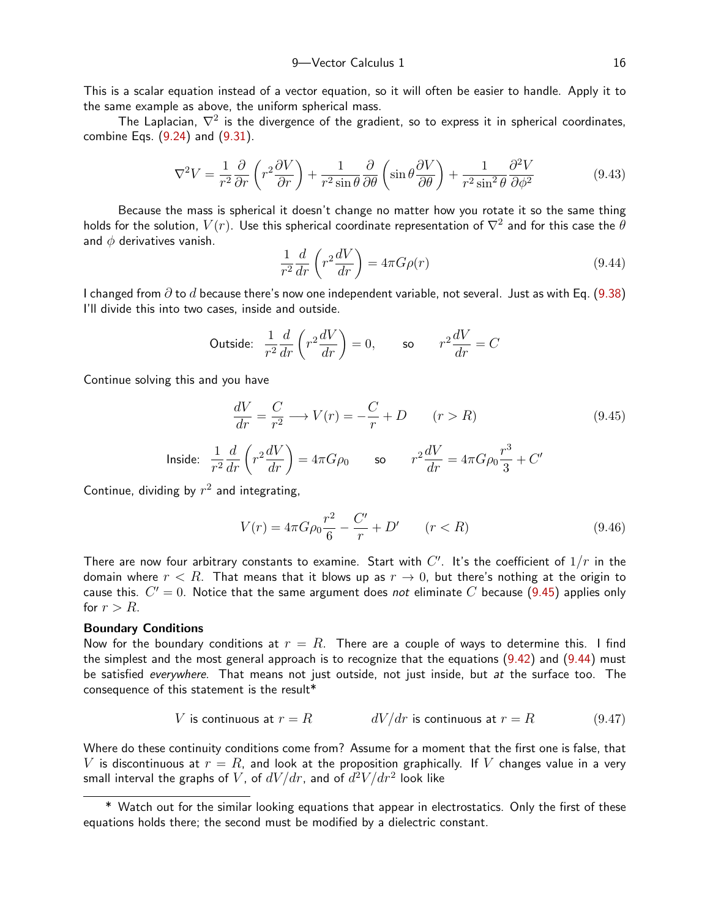This is a scalar equation instead of a vector equation, so it will often be easier to handle. Apply it to the same example as above, the uniform spherical mass.

The Laplacian, $\nabla^2$ is the divergence of the gradient, so to express it in spherical coordinates, combine Eqs. (9.24) and (9.31).

$$\nabla^2 V = \frac{1}{r^2}\frac{\partial}{\partial r}\left(r^2 \frac{\partial V}{\partial r}\right) + \frac{1}{r^2 \sin\theta}\frac{\partial}{\partial \theta}\left(\sin\theta \frac{\partial V}{\partial \theta}\right) + \frac{1}{r^2 \sin^2\theta}\frac{\partial^2 V}{\partial \phi^2} \tag{9.43}$$

Because the mass is spherical it doesn't change no matter how you rotate it so the same thing holds for the solution, $V(r)$. Use this spherical coordinate representation of $\nabla^2$ and for this case the $\theta$ and $\phi$ derivatives vanish.

$$\frac{1}{r^2}\frac{d}{dr}\left(r^2 \frac{dV}{dr}\right) = 4\pi G \rho(r) \tag{9.44}$$

I changed from $\partial$ to $d$ because there's now one independent variable, not several. Just as with Eq. (9.38) I'll divide this into two cases, inside and outside.

$$\text{Outside:}\quad \frac{1}{r^2}\frac{d}{dr}\left(r^2 \frac{dV}{dr}\right) = 0, \qquad \text{so} \qquad r^2 \frac{dV}{dr} = C$$

Continue solving this and you have

$$\frac{dV}{dr} = \frac{C}{r^2} \longrightarrow V(r) = -\frac{C}{r} + D \qquad (r > R) \tag{9.45}$$

$$\text{Inside:}\quad \frac{1}{r^2}\frac{d}{dr}\left(r^2 \frac{dV}{dr}\right) = 4\pi G \rho_0 \qquad \text{so} \qquad r^2 \frac{dV}{dr} = 4\pi G \rho_0 \frac{r^3}{3} + C'$$

Continue, dividing by $r^2$ and integrating,

$$V(r) = 4\pi G \rho_0 \frac{r^2}{6} - \frac{C'}{r} + D' \qquad (r < R) \tag{9.46}$$

There are now four arbitrary constants to examine. Start with $C'$. It's the coefficient of $1/r$ in the domain where $r < R$. That means that it blows up as $r \to 0$, but there's nothing at the origin to cause this. $C' = 0$. Notice that the same argument does *not* eliminate $C$ because (9.45) applies only for $r > R$.

**Boundary Conditions**

Now for the boundary conditions at $r = R$. There are a couple of ways to determine this. I find the simplest and the most general approach is to recognize that the equations (9.42) and (9.44) must be satisfied *everywhere*. That means not just outside, not just inside, but *at* the surface too. The consequence of this statement is the result*

$$V \text{ is continuous at } r = R \qquad\qquad dV/dr \text{ is continuous at } r = R \tag{9.47}$$

Where do these continuity conditions come from? Assume for a moment that the first one is false, that $V$ is discontinuous at $r = R$, and look at the proposition graphically. If $V$ changes value in a very small interval the graphs of $V$, of $dV/dr$, and of $d^2V/dr^2$ look like

---

* Watch out for the similar looking equations that appear in electrostatics. Only the first of these equations holds there; the second must be modified by a dielectric constant.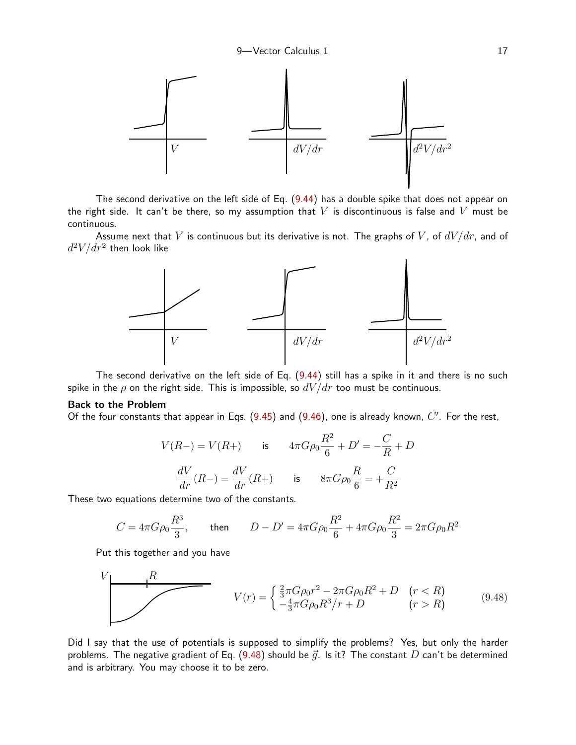The second derivative on the left side of Eq. (9.44) has a double spike that does not appear on the right side. It can't be there, so my assumption that $V$ is discontinuous is false and $V$ must be continuous.

Assume next that $V$ is continuous but its derivative is not. The graphs of $V$, of $dV/dr$, and of $d^2V/dr^2$ then look like

The second derivative on the left side of Eq. (9.44) still has a spike in it and there is no such spike in the $\rho$ on the right side. This is impossible, so $dV/dr$ too must be continuous.

**Back to the Problem**

Of the four constants that appear in Eqs. (9.45) and (9.46), one is already known, $C'$. For the rest,

$$V(R-) = V(R+) \qquad \text{is} \qquad 4\pi G\rho_0 \frac{R^2}{6} + D' = -\frac{C}{R} + D$$

$$\frac{dV}{dr}(R-) = \frac{dV}{dr}(R+) \qquad \text{is} \qquad 8\pi G\rho_0 \frac{R}{6} = +\frac{C}{R^2}$$

These two equations determine two of the constants.

$$C = 4\pi G\rho_0 \frac{R^3}{3}, \qquad \text{then} \qquad D - D' = 4\pi G\rho_0 \frac{R^2}{6} + 4\pi G\rho_0 \frac{R^2}{3} = 2\pi G\rho_0 R^2$$

Put this together and you have

$$V(r) = \begin{cases} \frac{2}{3}\pi G\rho_0 r^2 - 2\pi G\rho_0 R^2 + D & (r < R) \\ -\frac{4}{3}\pi G\rho_0 R^3/r + D & (r > R) \end{cases} \tag{9.48}$$

Did I say that the use of potentials is supposed to simplify the problems? Yes, but only the harder problems. The negative gradient of Eq. (9.48) should be $\vec{g}$. Is it? The constant $D$ can't be determined and is arbitrary. You may choose it to be zero.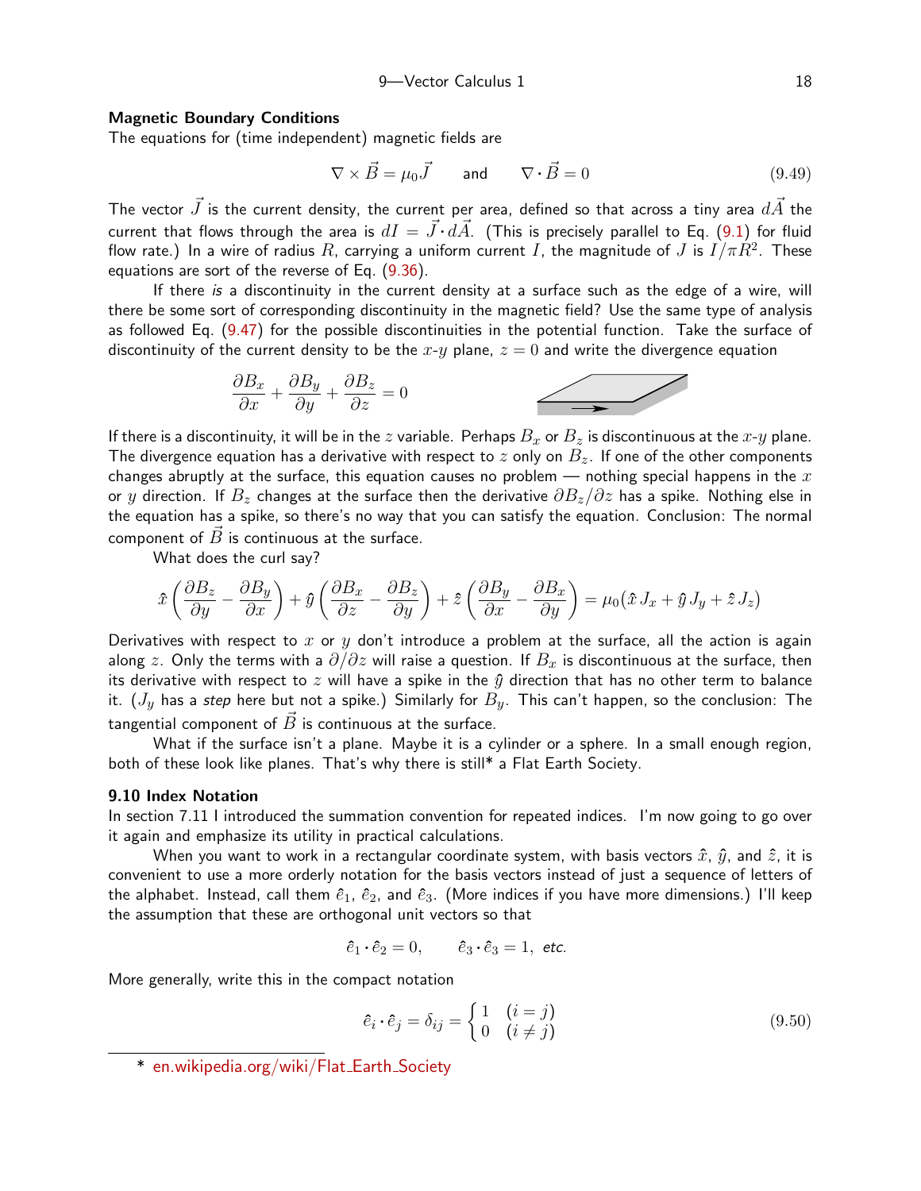### Magnetic Boundary Conditions

The equations for (time independent) magnetic fields are

$$\nabla \times \vec{B} = \mu_0 \vec{J} \qquad \text{and} \qquad \nabla \cdot \vec{B} = 0 \tag{9.49}$$

The vector $\vec{J}$ is the current density, the current per area, defined so that across a tiny area $d\vec{A}$ the current that flows through the area is $dI = \vec{J} \cdot d\vec{A}$. (This is precisely parallel to Eq. (9.1) for fluid flow rate.) In a wire of radius $R$, carrying a uniform current $I$, the magnitude of $J$ is $I/\pi R^2$. These equations are sort of the reverse of Eq. (9.36).

If there *is* a discontinuity in the current density at a surface such as the edge of a wire, will there be some sort of corresponding discontinuity in the magnetic field? Use the same type of analysis as followed Eq. (9.47) for the possible discontinuities in the potential function. Take the surface of discontinuity of the current density to be the $x$-$y$ plane, $z = 0$ and write the divergence equation

$$\frac{\partial B_x}{\partial x} + \frac{\partial B_y}{\partial y} + \frac{\partial B_z}{\partial z} = 0$$

If there is a discontinuity, it will be in the $z$ variable. Perhaps $B_x$ or $B_z$ is discontinuous at the $x$-$y$ plane. The divergence equation has a derivative with respect to $z$ only on $B_z$. If one of the other components changes abruptly at the surface, this equation causes no problem — nothing special happens in the $x$ or $y$ direction. If $B_z$ changes at the surface then the derivative $\partial B_z/\partial z$ has a spike. Nothing else in the equation has a spike, so there's no way that you can satisfy the equation. Conclusion: The normal component of $\vec{B}$ is continuous at the surface.

What does the curl say?

$$\hat{x}\left(\frac{\partial B_z}{\partial y} - \frac{\partial B_y}{\partial x}\right) + \hat{y}\left(\frac{\partial B_x}{\partial z} - \frac{\partial B_z}{\partial y}\right) + \hat{z}\left(\frac{\partial B_y}{\partial x} - \frac{\partial B_x}{\partial y}\right) = \mu_0\big(\hat{x}\, J_x + \hat{y}\, J_y + \hat{z}\, J_z\big)$$

Derivatives with respect to $x$ or $y$ don't introduce a problem at the surface, all the action is again along $z$. Only the terms with a $\partial/\partial z$ will raise a question. If $B_x$ is discontinuous at the surface, then its derivative with respect to $z$ will have a spike in the $\hat{y}$ direction that has no other term to balance it. ($J_y$ has a *step* here but not a spike.) Similarly for $B_y$. This can't happen, so the conclusion: The tangential component of $\vec{B}$ is continuous at the surface.

What if the surface isn't a plane. Maybe it is a cylinder or a sphere. In a small enough region, both of these look like planes. That's why there is still* a Flat Earth Society.

## 9.10 Index Notation

In section 7.11 I introduced the summation convention for repeated indices. I'm now going to go over it again and emphasize its utility in practical calculations.

When you want to work in a rectangular coordinate system, with basis vectors $\hat{x}$, $\hat{y}$, and $\hat{z}$, it is convenient to use a more orderly notation for the basis vectors instead of just a sequence of letters of the alphabet. Instead, call them $\hat{e}_1$, $\hat{e}_2$, and $\hat{e}_3$. (More indices if you have more dimensions.) I'll keep the assumption that these are orthogonal unit vectors so that

$$\hat{e}_1 \cdot \hat{e}_2 = 0, \qquad \hat{e}_3 \cdot \hat{e}_3 = 1, \ \textit{etc.}$$

More generally, write this in the compact notation

$$\hat{e}_i \cdot \hat{e}_j = \delta_{ij} = \begin{cases} 1 & (i = j) \\ 0 & (i \neq j) \end{cases} \tag{9.50}$$

---

\* en.wikipedia.org/wiki/Flat_Earth_Society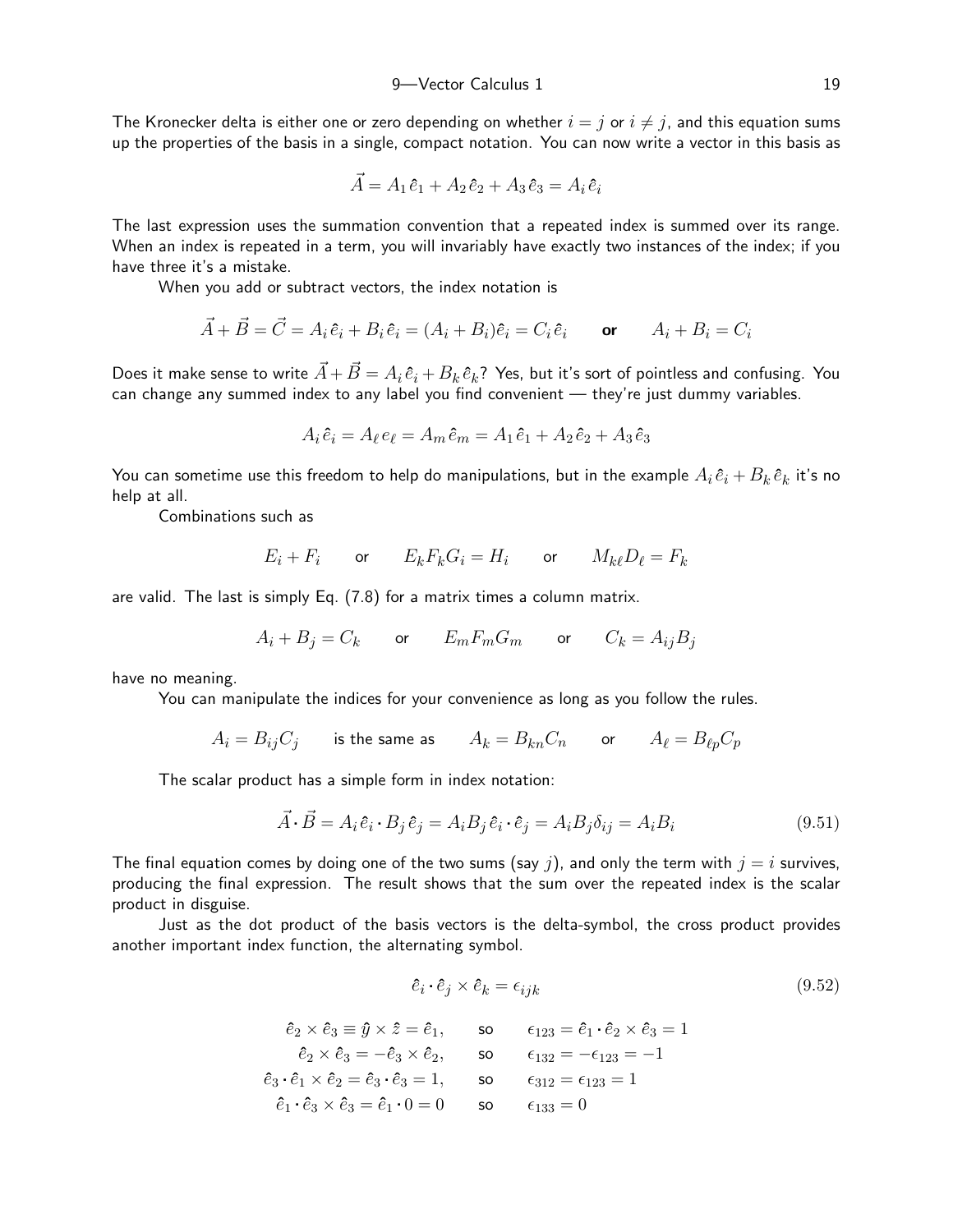The Kronecker delta is either one or zero depending on whether $i = j$ or $i \neq j$, and this equation sums up the properties of the basis in a single, compact notation. You can now write a vector in this basis as

$$\vec{A} = A_1 \hat{e}_1 + A_2 \hat{e}_2 + A_3 \hat{e}_3 = A_i \hat{e}_i$$

The last expression uses the summation convention that a repeated index is summed over its range. When an index is repeated in a term, you will invariably have exactly two instances of the index; if you have three it's a mistake.

When you add or subtract vectors, the index notation is

$$\vec{A} + \vec{B} = \vec{C} = A_i \hat{e}_i + B_i \hat{e}_i = (A_i + B_i)\hat{e}_i = C_i \hat{e}_i \qquad \textbf{or} \qquad A_i + B_i = C_i$$

Does it make sense to write $\vec{A} + \vec{B} = A_i \hat{e}_i + B_k \hat{e}_k$? Yes, but it's sort of pointless and confusing. You can change any summed index to any label you find convenient — they're just dummy variables.

$$A_i \hat{e}_i = A_\ell e_\ell = A_m \hat{e}_m = A_1 \hat{e}_1 + A_2 \hat{e}_2 + A_3 \hat{e}_3$$

You can sometime use this freedom to help do manipulations, but in the example $A_i \hat{e}_i + B_k \hat{e}_k$ it's no help at all.

Combinations such as

$$E_i + F_i \qquad \text{or} \qquad E_k F_k G_i = H_i \qquad \text{or} \qquad M_{k\ell} D_\ell = F_k$$

are valid. The last is simply Eq. (7.8) for a matrix times a column matrix.

$$A_i + B_j = C_k \qquad \text{or} \qquad E_m F_m G_m \qquad \text{or} \qquad C_k = A_{ij} B_j$$

have no meaning.

You can manipulate the indices for your convenience as long as you follow the rules.

$$A_i = B_{ij} C_j \qquad \text{is the same as} \qquad A_k = B_{kn} C_n \qquad \text{or} \qquad A_\ell = B_{\ell p} C_p$$

The scalar product has a simple form in index notation:

$$\vec{A} \cdot \vec{B} = A_i \hat{e}_i \cdot B_j \hat{e}_j = A_i B_j \hat{e}_i \cdot \hat{e}_j = A_i B_j \delta_{ij} = A_i B_i \tag{9.51}$$

The final equation comes by doing one of the two sums (say $j$), and only the term with $j = i$ survives, producing the final expression. The result shows that the sum over the repeated index is the scalar product in disguise.

Just as the dot product of the basis vectors is the delta-symbol, the cross product provides another important index function, the alternating symbol.

$$\hat{e}_i \cdot \hat{e}_j \times \hat{e}_k = \epsilon_{ijk} \tag{9.52}$$

$$\begin{aligned}
\hat{e}_2 \times \hat{e}_3 \equiv \hat{y} \times \hat{z} = \hat{e}_1, \qquad &\text{so} \qquad \epsilon_{123} = \hat{e}_1 \cdot \hat{e}_2 \times \hat{e}_3 = 1 \\
\hat{e}_2 \times \hat{e}_3 = -\hat{e}_3 \times \hat{e}_2, \qquad &\text{so} \qquad \epsilon_{132} = -\epsilon_{123} = -1 \\
\hat{e}_3 \cdot \hat{e}_1 \times \hat{e}_2 = \hat{e}_3 \cdot \hat{e}_3 = 1, \qquad &\text{so} \qquad \epsilon_{312} = \epsilon_{123} = 1 \\
\hat{e}_1 \cdot \hat{e}_3 \times \hat{e}_3 = \hat{e}_1 \cdot 0 = 0 \qquad &\text{so} \qquad \epsilon_{133} = 0
\end{aligned}$$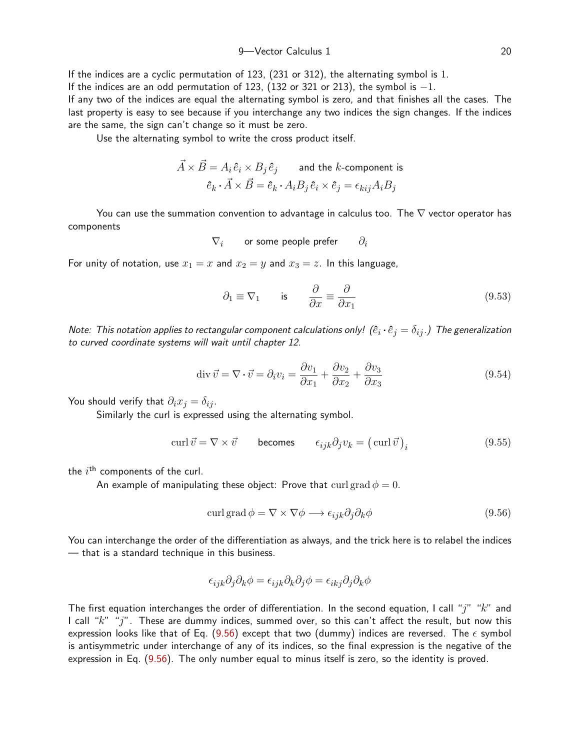If the indices are a cyclic permutation of 123, (231 or 312), the alternating symbol is $1$.
If the indices are an odd permutation of 123, (132 or 321 or 213), the symbol is $-1$.
If any two of the indices are equal the alternating symbol is zero, and that finishes all the cases. The last property is easy to see because if you interchange any two indices the sign changes. If the indices are the same, the sign can't change so it must be zero.

Use the alternating symbol to write the cross product itself.

$$\vec{A} \times \vec{B} = A_i \hat{e}_i \times B_j \hat{e}_j \qquad \text{and the } k\text{-component is}$$
$$\hat{e}_k \cdot \vec{A} \times \vec{B} = \hat{e}_k \cdot A_i B_j \hat{e}_i \times \hat{e}_j = \epsilon_{kij} A_i B_j$$

You can use the summation convention to advantage in calculus too. The $\nabla$ vector operator has components

$$\nabla_i \qquad \text{or some people prefer} \qquad \partial_i$$

For unity of notation, use $x_1 = x$ and $x_2 = y$ and $x_3 = z$. In this language,

$$\partial_1 \equiv \nabla_1 \qquad \text{is} \qquad \frac{\partial}{\partial x} \equiv \frac{\partial}{\partial x_1} \tag{9.53}$$

*Note: This notation applies to rectangular component calculations only! ($\hat{e}_i \cdot \hat{e}_j = \delta_{ij}$.) The generalization to curved coordinate systems will wait until chapter 12.*

$$\operatorname{div} \vec{v} = \nabla \cdot \vec{v} = \partial_i v_i = \frac{\partial v_1}{\partial x_1} + \frac{\partial v_2}{\partial x_2} + \frac{\partial v_3}{\partial x_3} \tag{9.54}$$

You should verify that $\partial_i x_j = \delta_{ij}$.

Similarly the curl is expressed using the alternating symbol.

$$\operatorname{curl} \vec{v} = \nabla \times \vec{v} \qquad \text{becomes} \qquad \epsilon_{ijk} \partial_j v_k = \big(\operatorname{curl} \vec{v}\big)_i \tag{9.55}$$

the $i^{\text{th}}$ components of the curl.

An example of manipulating these object: Prove that $\operatorname{curl} \operatorname{grad} \phi = 0$.

$$\operatorname{curl} \operatorname{grad} \phi = \nabla \times \nabla \phi \longrightarrow \epsilon_{ijk} \partial_j \partial_k \phi \tag{9.56}$$

You can interchange the order of the differentiation as always, and the trick here is to relabel the indices — that is a standard technique in this business.

$$\epsilon_{ijk} \partial_j \partial_k \phi = \epsilon_{ijk} \partial_k \partial_j \phi = \epsilon_{ikj} \partial_j \partial_k \phi$$

The first equation interchanges the order of differentiation. In the second equation, I call "$j$" "$k$" and I call "$k$" "$j$". These are dummy indices, summed over, so this can't affect the result, but now this expression looks like that of Eq. (9.56) except that two (dummy) indices are reversed. The $\epsilon$ symbol is antisymmetric under interchange of any of its indices, so the final expression is the negative of the expression in Eq. (9.56). The only number equal to minus itself is zero, so the identity is proved.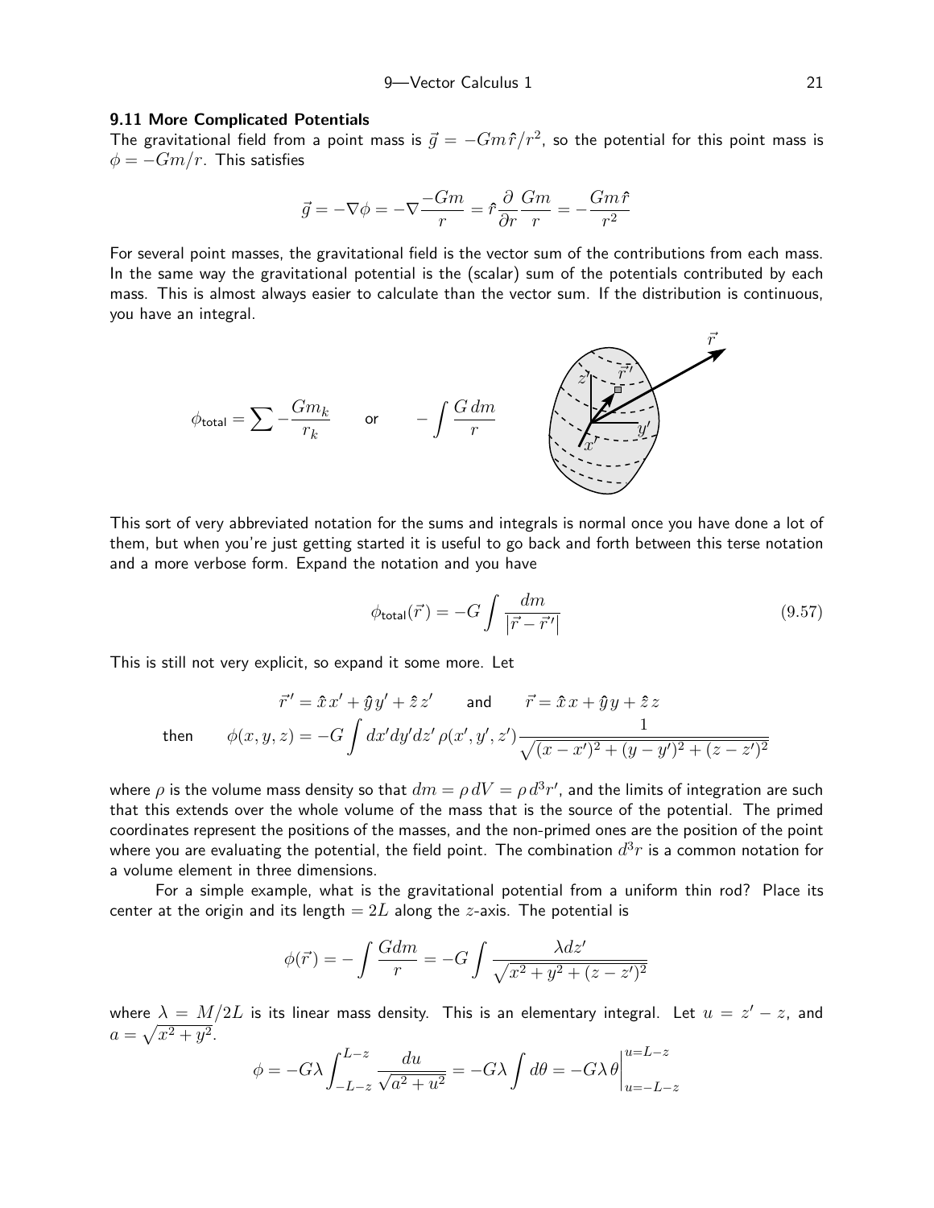### 9.11 More Complicated Potentials

The gravitational field from a point mass is $\vec{g} = -Gm\hat{r}/r^2$, so the potential for this point mass is $\phi = -Gm/r$. This satisfies

$$\vec{g} = -\nabla\phi = -\nabla\frac{-Gm}{r} = \hat{r}\frac{\partial}{\partial r}\frac{Gm}{r} = -\frac{Gm\hat{r}}{r^2}$$

For several point masses, the gravitational field is the vector sum of the contributions from each mass. In the same way the gravitational potential is the (scalar) sum of the potentials contributed by each mass. This is almost always easier to calculate than the vector sum. If the distribution is continuous, you have an integral.

$$\phi_{\text{total}} = \sum -\frac{Gm_k}{r_k} \qquad \text{or} \qquad -\int\frac{G\,dm}{r}$$

This sort of very abbreviated notation for the sums and integrals is normal once you have done a lot of them, but when you're just getting started it is useful to go back and forth between this terse notation and a more verbose form. Expand the notation and you have

$$\phi_{\text{total}}(\vec{r}) = -G\int\frac{dm}{\left|\vec{r} - \vec{r}\,'\right|} \tag{9.57}$$

This is still not very explicit, so expand it some more. Let

$$\vec{r}\,' = \hat{x}\,x' + \hat{y}\,y' + \hat{z}\,z' \qquad \text{and} \qquad \vec{r} = \hat{x}\,x + \hat{y}\,y + \hat{z}\,z$$

$$\text{then} \qquad \phi(x,y,z) = -G\int dx'dy'dz'\,\rho(x',y',z')\frac{1}{\sqrt{(x-x')^2 + (y-y')^2 + (z-z')^2}}$$

where $\rho$ is the volume mass density so that $dm = \rho\,dV = \rho\,d^3r'$, and the limits of integration are such that this extends over the whole volume of the mass that is the source of the potential. The primed coordinates represent the positions of the masses, and the non-primed ones are the position of the point where you are evaluating the potential, the field point. The combination $d^3r$ is a common notation for a volume element in three dimensions.

For a simple example, what is the gravitational potential from a uniform thin rod? Place its center at the origin and its length $= 2L$ along the $z$-axis. The potential is

$$\phi(\vec{r}) = -\int\frac{Gdm}{r} = -G\int\frac{\lambda dz'}{\sqrt{x^2 + y^2 + (z-z')^2}}$$

where $\lambda = M/2L$ is its linear mass density. This is an elementary integral. Let $u = z' - z$, and $a = \sqrt{x^2 + y^2}$.

$$\phi = -G\lambda\int_{-L-z}^{L-z}\frac{du}{\sqrt{a^2 + u^2}} = -G\lambda\int d\theta = -G\lambda\,\theta\Big|_{u=-L-z}^{u=L-z}$$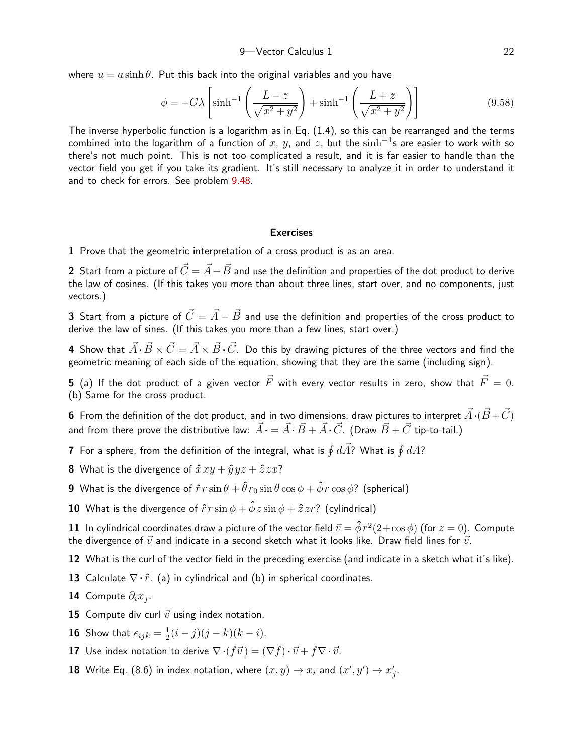where $u = a \sinh \theta$. Put this back into the original variables and you have

$$\phi = -G\lambda \left[ \sinh^{-1}\left(\frac{L-z}{\sqrt{x^2+y^2}}\right) + \sinh^{-1}\left(\frac{L+z}{\sqrt{x^2+y^2}}\right) \right] \tag{9.58}$$

The inverse hyperbolic function is a logarithm as in Eq. (1.4), so this can be rearranged and the terms combined into the logarithm of a function of $x$, $y$, and $z$, but the $\sinh^{-1}$s are easier to work with so there's not much point. This is not too complicated a result, and it is far easier to handle than the vector field you get if you take its gradient. It's still necessary to analyze it in order to understand it and to check for errors. See problem 9.48.

## Exercises

**1** Prove that the geometric interpretation of a cross product is as an area.

**2** Start from a picture of $\vec{C} = \vec{A} - \vec{B}$ and use the definition and properties of the dot product to derive the law of cosines. (If this takes you more than about three lines, start over, and no components, just vectors.)

**3** Start from a picture of $\vec{C} = \vec{A} - \vec{B}$ and use the definition and properties of the cross product to derive the law of sines. (If this takes you more than a few lines, start over.)

**4** Show that $\vec{A} \cdot \vec{B} \times \vec{C} = \vec{A} \times \vec{B} \cdot \vec{C}$. Do this by drawing pictures of the three vectors and find the geometric meaning of each side of the equation, showing that they are the same (including sign).

**5** (a) If the dot product of a given vector $\vec{F}$ with every vector results in zero, show that $\vec{F} = 0$. (b) Same for the cross product.

**6** From the definition of the dot product, and in two dimensions, draw pictures to interpret $\vec{A} \cdot (\vec{B} + \vec{C})$ and from there prove the distributive law: $\vec{A} \cdot = \vec{A} \cdot \vec{B} + \vec{A} \cdot \vec{C}$. (Draw $\vec{B} + \vec{C}$ tip-to-tail.)

**7** For a sphere, from the definition of the integral, what is $\oint d\vec{A}$? What is $\oint dA$?

**8** What is the divergence of $\hat{x}\, xy + \hat{y}\, yz + \hat{z}\, zx$?

**9** What is the divergence of $\hat{r}\, r \sin\theta + \hat{\theta}\, r_0 \sin\theta \cos\phi + \hat{\phi}\, r \cos\phi$? (spherical)

**10** What is the divergence of $\hat{r}\, r \sin\phi + \hat{\phi}\, z \sin\phi + \hat{z}\, zr$? (cylindrical)

**11** In cylindrical coordinates draw a picture of the vector field $\vec{v} = \hat{\phi} r^2(2 + \cos\phi)$ (for $z = 0$). Compute the divergence of $\vec{v}$ and indicate in a second sketch what it looks like. Draw field lines for $\vec{v}$.

**12** What is the curl of the vector field in the preceding exercise (and indicate in a sketch what it's like).

**13** Calculate $\nabla \cdot \hat{r}$. (a) in cylindrical and (b) in spherical coordinates.

**14** Compute $\partial_i x_j$.

**15** Compute div curl $\vec{v}$ using index notation.

**16** Show that $\epsilon_{ijk} = \frac{1}{2}(i-j)(j-k)(k-i)$.

**17** Use index notation to derive $\nabla \cdot (f\vec{v}) = (\nabla f) \cdot \vec{v} + f \nabla \cdot \vec{v}$.

**18** Write Eq. (8.6) in index notation, where $(x, y) \to x_i$ and $(x', y') \to x'_j$.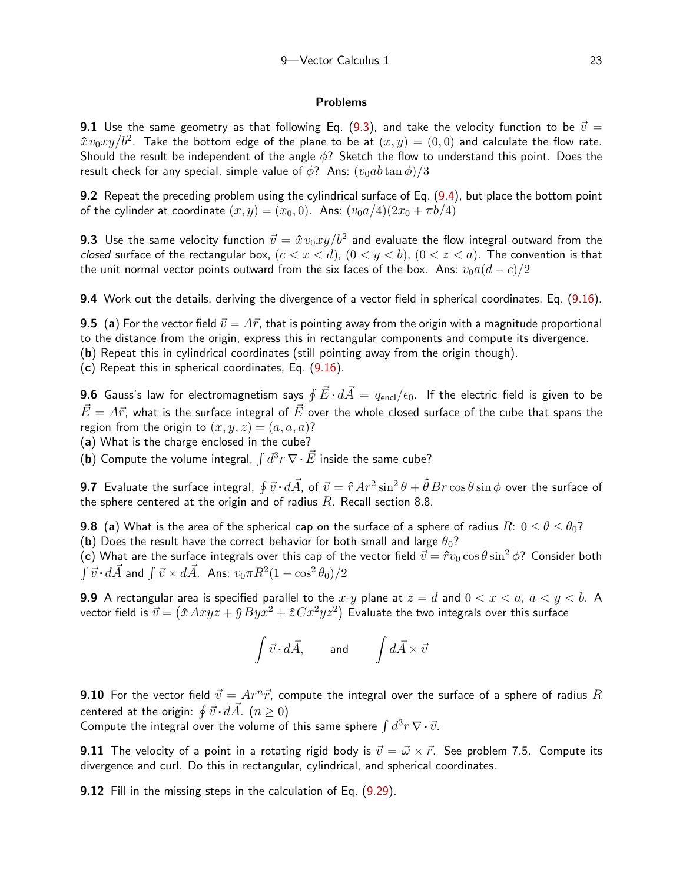## Problems

**9.1** Use the same geometry as that following Eq. (9.3), and take the velocity function to be $\vec{v} = \hat{x}\, v_0 xy/b^2$. Take the bottom edge of the plane to be at $(x, y) = (0, 0)$ and calculate the flow rate. Should the result be independent of the angle $\phi$? Sketch the flow to understand this point. Does the result check for any special, simple value of $\phi$? Ans: $(v_0 ab \tan\phi)/3$

**9.2** Repeat the preceding problem using the cylindrical surface of Eq. (9.4), but place the bottom point of the cylinder at coordinate $(x, y) = (x_0, 0)$. Ans: $(v_0 a/4)(2x_0 + \pi b/4)$

**9.3** Use the same velocity function $\vec{v} = \hat{x}\, v_0 xy/b^2$ and evaluate the flow integral outward from the *closed* surface of the rectangular box, $(c < x < d)$, $(0 < y < b)$, $(0 < z < a)$. The convention is that the unit normal vector points outward from the six faces of the box. Ans: $v_0 a(d - c)/2$

**9.4** Work out the details, deriving the divergence of a vector field in spherical coordinates, Eq. (9.16).

**9.5** (**a**) For the vector field $\vec{v} = A\vec{r}$, that is pointing away from the origin with a magnitude proportional to the distance from the origin, express this in rectangular components and compute its divergence.
(**b**) Repeat this in cylindrical coordinates (still pointing away from the origin though).
(**c**) Repeat this in spherical coordinates, Eq. (9.16).

**9.6** Gauss's law for electromagnetism says $\oint \vec{E} \cdot d\vec{A} = q_{\text{encl}}/\epsilon_0$. If the electric field is given to be $\vec{E} = A\vec{r}$, what is the surface integral of $\vec{E}$ over the whole closed surface of the cube that spans the region from the origin to $(x, y, z) = (a, a, a)$?
(**a**) What is the charge enclosed in the cube?
(**b**) Compute the volume integral, $\int d^3r\, \nabla \cdot \vec{E}$ inside the same cube?

**9.7** Evaluate the surface integral, $\oint \vec{v} \cdot d\vec{A}$, of $\vec{v} = \hat{r}\, Ar^2 \sin^2\theta + \hat{\theta}\, Br \cos\theta \sin\phi$ over the surface of the sphere centered at the origin and of radius $R$. Recall section 8.8.

**9.8** (**a**) What is the area of the spherical cap on the surface of a sphere of radius $R$: $0 \le \theta \le \theta_0$?
(**b**) Does the result have the correct behavior for both small and large $\theta_0$?
(**c**) What are the surface integrals over this cap of the vector field $\vec{v} = \hat{r} v_0 \cos\theta \sin^2\phi$? Consider both $\int \vec{v} \cdot d\vec{A}$ and $\int \vec{v} \times d\vec{A}$. Ans: $v_0 \pi R^2 (1 - \cos^2\theta_0)/2$

**9.9** A rectangular area is specified parallel to the $x$-$y$ plane at $z = d$ and $0 < x < a$, $a < y < b$. A vector field is $\vec{v} = \left(\hat{x}\, Axyz + \hat{y}\, Byx^2 + \hat{z}\, Cx^2yz^2\right)$ Evaluate the two integrals over this surface

$$\int \vec{v} \cdot d\vec{A}, \qquad \text{and} \qquad \int d\vec{A} \times \vec{v}$$

**9.10** For the vector field $\vec{v} = Ar^n\vec{r}$, compute the integral over the surface of a sphere of radius $R$ centered at the origin: $\oint \vec{v} \cdot d\vec{A}$. $(n \ge 0)$
Compute the integral over the volume of this same sphere $\int d^3r\, \nabla \cdot \vec{v}$.

**9.11** The velocity of a point in a rotating rigid body is $\vec{v} = \vec{\omega} \times \vec{r}$. See problem 7.5. Compute its divergence and curl. Do this in rectangular, cylindrical, and spherical coordinates.

**9.12** Fill in the missing steps in the calculation of Eq. (9.29).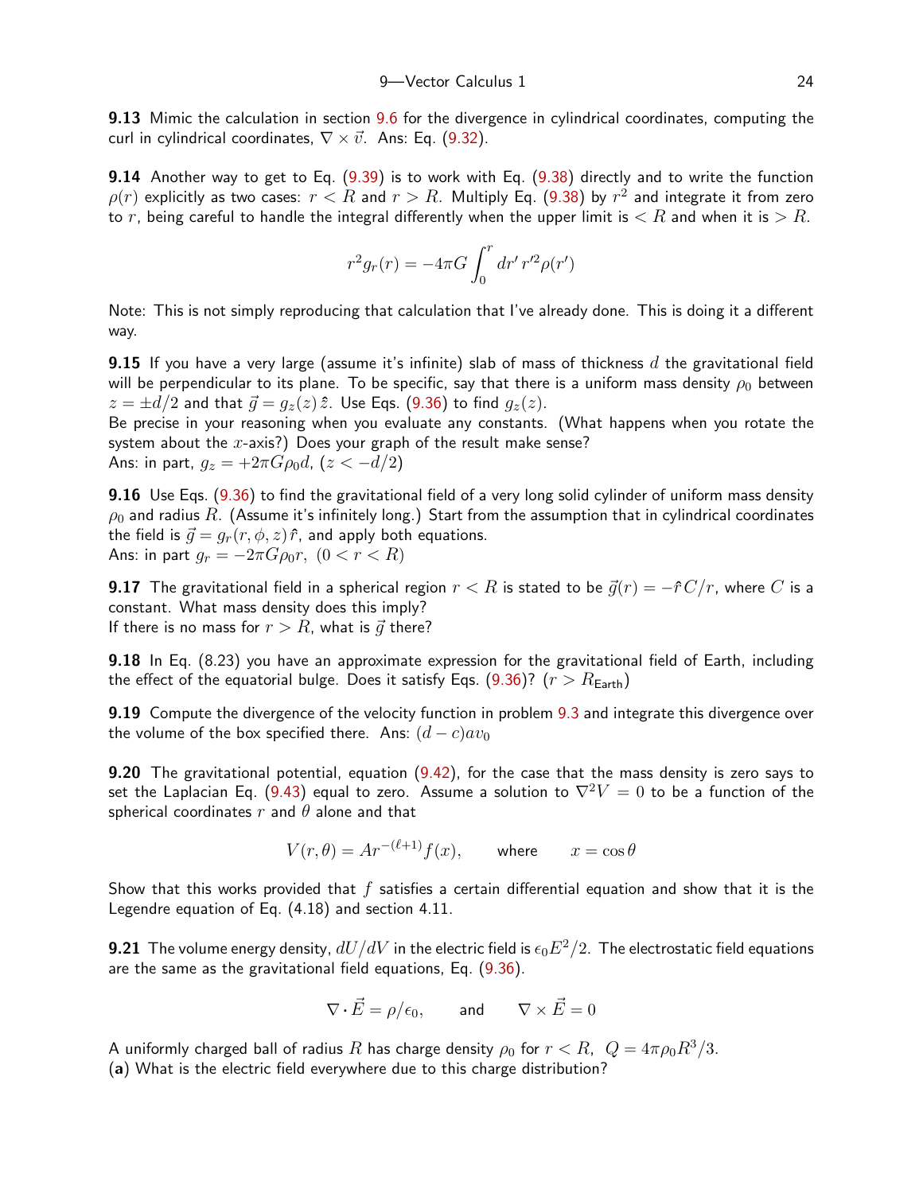**9.13** Mimic the calculation in section 9.6 for the divergence in cylindrical coordinates, computing the curl in cylindrical coordinates, $\nabla \times \vec{v}$. Ans: Eq. (9.32).

**9.14** Another way to get to Eq. (9.39) is to work with Eq. (9.38) directly and to write the function $\rho(r)$ explicitly as two cases: $r < R$ and $r > R$. Multiply Eq. (9.38) by $r^2$ and integrate it from zero to $r$, being careful to handle the integral differently when the upper limit is $< R$ and when it is $> R$.

$$r^2 g_r(r) = -4\pi G \int_0^r dr'\, r'^2 \rho(r')$$

Note: This is not simply reproducing that calculation that I've already done. This is doing it a different way.

**9.15** If you have a very large (assume it's infinite) slab of mass of thickness $d$ the gravitational field will be perpendicular to its plane. To be specific, say that there is a uniform mass density $\rho_0$ between $z = \pm d/2$ and that $\vec{g} = g_z(z)\,\hat{z}$. Use Eqs. (9.36) to find $g_z(z)$.
Be precise in your reasoning when you evaluate any constants. (What happens when you rotate the system about the $x$-axis?) Does your graph of the result make sense?
Ans: in part, $g_z = +2\pi G\rho_0 d$, $(z < -d/2)$

**9.16** Use Eqs. (9.36) to find the gravitational field of a very long solid cylinder of uniform mass density $\rho_0$ and radius $R$. (Assume it's infinitely long.) Start from the assumption that in cylindrical coordinates the field is $\vec{g} = g_r(r, \phi, z)\,\hat{r}$, and apply both equations.
Ans: in part $g_r = -2\pi G\rho_0 r$, $(0 < r < R)$

**9.17** The gravitational field in a spherical region $r < R$ is stated to be $\vec{g}(r) = -\hat{r}\,C/r$, where $C$ is a constant. What mass density does this imply?
If there is no mass for $r > R$, what is $\vec{g}$ there?

**9.18** In Eq. (8.23) you have an approximate expression for the gravitational field of Earth, including the effect of the equatorial bulge. Does it satisfy Eqs. (9.36)? $(r > R_{\text{Earth}})$

**9.19** Compute the divergence of the velocity function in problem 9.3 and integrate this divergence over the volume of the box specified there. Ans: $(d - c)av_0$

**9.20** The gravitational potential, equation (9.42), for the case that the mass density is zero says to set the Laplacian Eq. (9.43) equal to zero. Assume a solution to $\nabla^2 V = 0$ to be a function of the spherical coordinates $r$ and $\theta$ alone and that

$$V(r,\theta) = Ar^{-(\ell+1)} f(x), \qquad \text{where} \qquad x = \cos\theta$$

Show that this works provided that $f$ satisfies a certain differential equation and show that it is the Legendre equation of Eq. (4.18) and section 4.11.

**9.21** The volume energy density, $dU/dV$ in the electric field is $\epsilon_0 E^2/2$. The electrostatic field equations are the same as the gravitational field equations, Eq. (9.36).

$$\nabla \cdot \vec{E} = \rho/\epsilon_0, \qquad \text{and} \qquad \nabla \times \vec{E} = 0$$

A uniformly charged ball of radius $R$ has charge density $\rho_0$ for $r < R$, $Q = 4\pi\rho_0 R^3/3$.
(**a**) What is the electric field everywhere due to this charge distribution?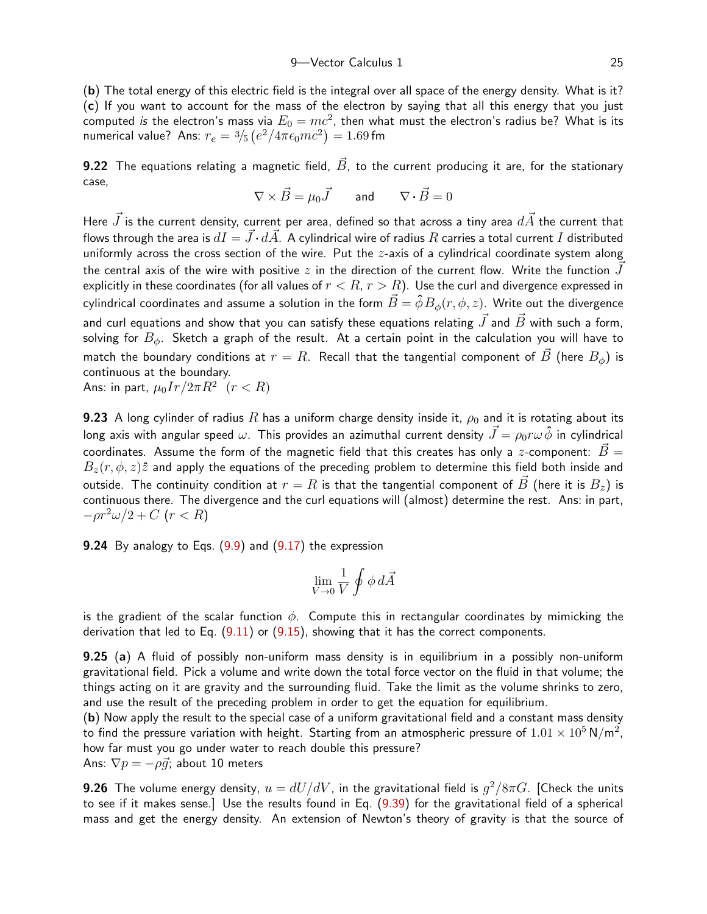(**b**) The total energy of this electric field is the integral over all space of the energy density. What is it?
(**c**) If you want to account for the mass of the electron by saying that all this energy that you just computed *is* the electron's mass via $E_0 = mc^2$, then what must the electron's radius be? What is its numerical value? Ans: $r_e = {}^3\!/_5\left(e^2/4\pi\epsilon_0 mc^2\right) = 1.69\,\text{fm}$

**9.22** The equations relating a magnetic field, $\vec{B}$, to the current producing it are, for the stationary case,

$$\nabla\times\vec{B} = \mu_0\vec{J} \qquad \text{and} \qquad \nabla\cdot\vec{B} = 0$$

Here $\vec{J}$ is the current density, current per area, defined so that across a tiny area $d\vec{A}$ the current that flows through the area is $dI = \vec{J}\cdot d\vec{A}$. A cylindrical wire of radius $R$ carries a total current $I$ distributed uniformly across the cross section of the wire. Put the $z$-axis of a cylindrical coordinate system along the central axis of the wire with positive $z$ in the direction of the current flow. Write the function $\vec{J}$ explicitly in these coordinates (for all values of $r < R$, $r > R$). Use the curl and divergence expressed in cylindrical coordinates and assume a solution in the form $\vec{B} = \hat{\phi}B_\phi(r,\phi,z)$. Write out the divergence and curl equations and show that you can satisfy these equations relating $\vec{J}$ and $\vec{B}$ with such a form, solving for $B_\phi$. Sketch a graph of the result. At a certain point in the calculation you will have to match the boundary conditions at $r = R$. Recall that the tangential component of $\vec{B}$ (here $B_\phi$) is continuous at the boundary.
Ans: in part, $\mu_0 Ir/2\pi R^2 \ \ (r < R)$

**9.23** A long cylinder of radius $R$ has a uniform charge density inside it, $\rho_0$ and it is rotating about its long axis with angular speed $\omega$. This provides an azimuthal current density $\vec{J} = \rho_0 r\omega\,\hat{\phi}$ in cylindrical coordinates. Assume the form of the magnetic field that this creates has only a $z$-component: $\vec{B} = B_z(r,\phi,z)\hat{z}$ and apply the equations of the preceding problem to determine this field both inside and outside. The continuity condition at $r = R$ is that the tangential component of $\vec{B}$ (here it is $B_z$) is continuous there. The divergence and the curl equations will (almost) determine the rest. Ans: in part, $-\rho r^2\omega/2 + C$ $(r < R)$

**9.24** By analogy to Eqs. (9.9) and (9.17) the expression

$$\lim_{V\to 0}\frac{1}{V}\oint \phi\, d\vec{A}$$

is the gradient of the scalar function $\phi$. Compute this in rectangular coordinates by mimicking the derivation that led to Eq. (9.11) or (9.15), showing that it has the correct components.

**9.25** (**a**) A fluid of possibly non-uniform mass density is in equilibrium in a possibly non-uniform gravitational field. Pick a volume and write down the total force vector on the fluid in that volume; the things acting on it are gravity and the surrounding fluid. Take the limit as the volume shrinks to zero, and use the result of the preceding problem in order to get the equation for equilibrium.
(**b**) Now apply the result to the special case of a uniform gravitational field and a constant mass density to find the pressure variation with height. Starting from an atmospheric pressure of $1.01\times 10^5\,\text{N/m}^2$, how far must you go under water to reach double this pressure?
Ans: $\nabla p = -\rho\vec{g}$; about 10 meters

**9.26** The volume energy density, $u = dU/dV$, in the gravitational field is $g^2/8\pi G$. [Check the units to see if it makes sense.] Use the results found in Eq. (9.39) for the gravitational field of a spherical mass and get the energy density. An extension of Newton's theory of gravity is that the source of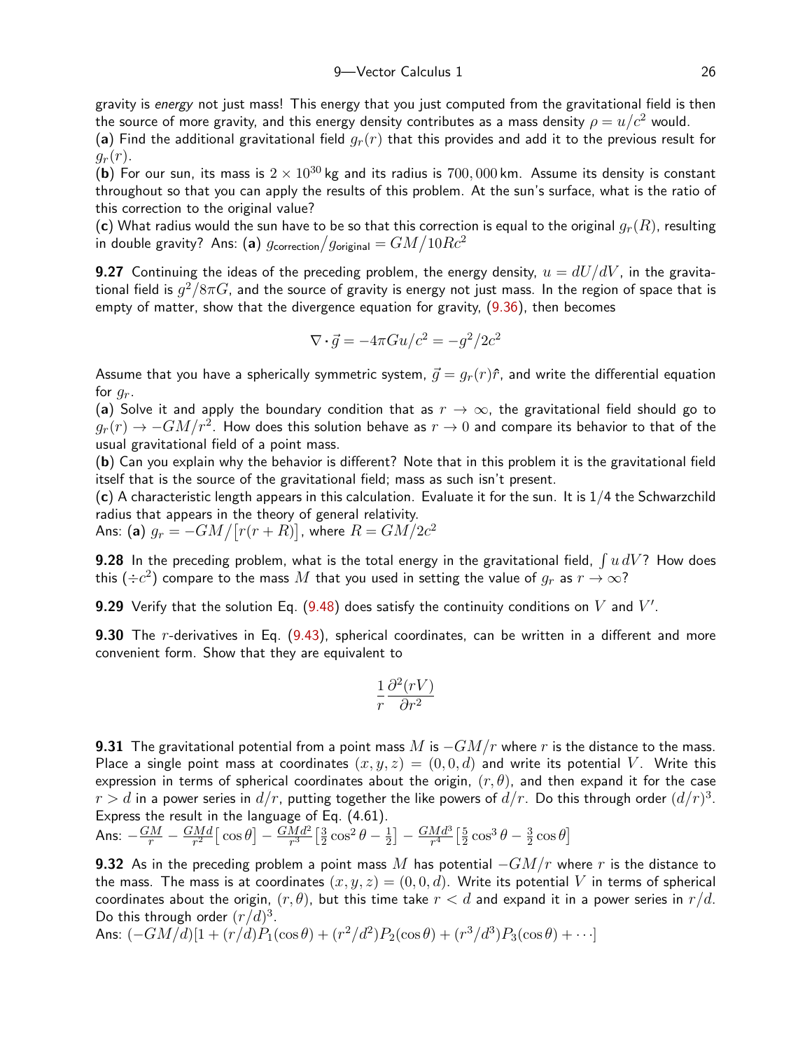gravity is *energy* not just mass! This energy that you just computed from the gravitational field is then the source of more gravity, and this energy density contributes as a mass density $\rho = u/c^2$ would.

(**a**) Find the additional gravitational field $g_r(r)$ that this provides and add it to the previous result for $g_r(r)$.

(**b**) For our sun, its mass is $2 \times 10^{30}$ kg and its radius is $700{,}000$ km. Assume its density is constant throughout so that you can apply the results of this problem. At the sun's surface, what is the ratio of this correction to the original value?

(**c**) What radius would the sun have to be so that this correction is equal to the original $g_r(R)$, resulting in double gravity? Ans: (**a**) $g_{\text{correction}}/g_{\text{original}} = GM/10Rc^2$

**9.27** Continuing the ideas of the preceding problem, the energy density, $u = dU/dV$, in the gravitational field is $g^2/8\pi G$, and the source of gravity is energy not just mass. In the region of space that is empty of matter, show that the divergence equation for gravity, (9.36), then becomes

$$\nabla \cdot \vec{g} = -4\pi G u/c^2 = -g^2/2c^2$$

Assume that you have a spherically symmetric system, $\vec{g} = g_r(r)\hat{r}$, and write the differential equation for $g_r$.

(**a**) Solve it and apply the boundary condition that as $r \to \infty$, the gravitational field should go to $g_r(r) \to -GM/r^2$. How does this solution behave as $r \to 0$ and compare its behavior to that of the usual gravitational field of a point mass.

(**b**) Can you explain why the behavior is different? Note that in this problem it is the gravitational field itself that is the source of the gravitational field; mass as such isn't present.

(**c**) A characteristic length appears in this calculation. Evaluate it for the sun. It is 1/4 the Schwarzchild radius that appears in the theory of general relativity.

Ans: (**a**) $g_r = -GM/\big[r(r+R)\big]$, where $R = GM/2c^2$

**9.28** In the preceding problem, what is the total energy in the gravitational field, $\int u\, dV$? How does this ($\div c^2$) compare to the mass $M$ that you used in setting the value of $g_r$ as $r \to \infty$?

**9.29** Verify that the solution Eq. (9.48) does satisfy the continuity conditions on $V$ and $V'$.

**9.30** The $r$-derivatives in Eq. (9.43), spherical coordinates, can be written in a different and more convenient form. Show that they are equivalent to

$$\frac{1}{r}\frac{\partial^2(rV)}{\partial r^2}$$

**9.31** The gravitational potential from a point mass $M$ is $-GM/r$ where $r$ is the distance to the mass. Place a single point mass at coordinates $(x,y,z) = (0,0,d)$ and write its potential $V$. Write this expression in terms of spherical coordinates about the origin, $(r,\theta)$, and then expand it for the case $r > d$ in a power series in $d/r$, putting together the like powers of $d/r$. Do this through order $(d/r)^3$. Express the result in the language of Eq. (4.61).

Ans: $-\frac{GM}{r} - \frac{GMd}{r^2}\big[\cos\theta\big] - \frac{GMd^2}{r^3}\big[\frac{3}{2}\cos^2\theta - \frac{1}{2}\big] - \frac{GMd^3}{r^4}\big[\frac{5}{2}\cos^3\theta - \frac{3}{2}\cos\theta\big]$

**9.32** As in the preceding problem a point mass $M$ has potential $-GM/r$ where $r$ is the distance to the mass. The mass is at coordinates $(x,y,z) = (0,0,d)$. Write its potential $V$ in terms of spherical coordinates about the origin, $(r,\theta)$, but this time take $r < d$ and expand it in a power series in $r/d$. Do this through order $(r/d)^3$.

Ans: $(-GM/d)[1 + (r/d)P_1(\cos\theta) + (r^2/d^2)P_2(\cos\theta) + (r^3/d^3)P_3(\cos\theta) + \cdots]$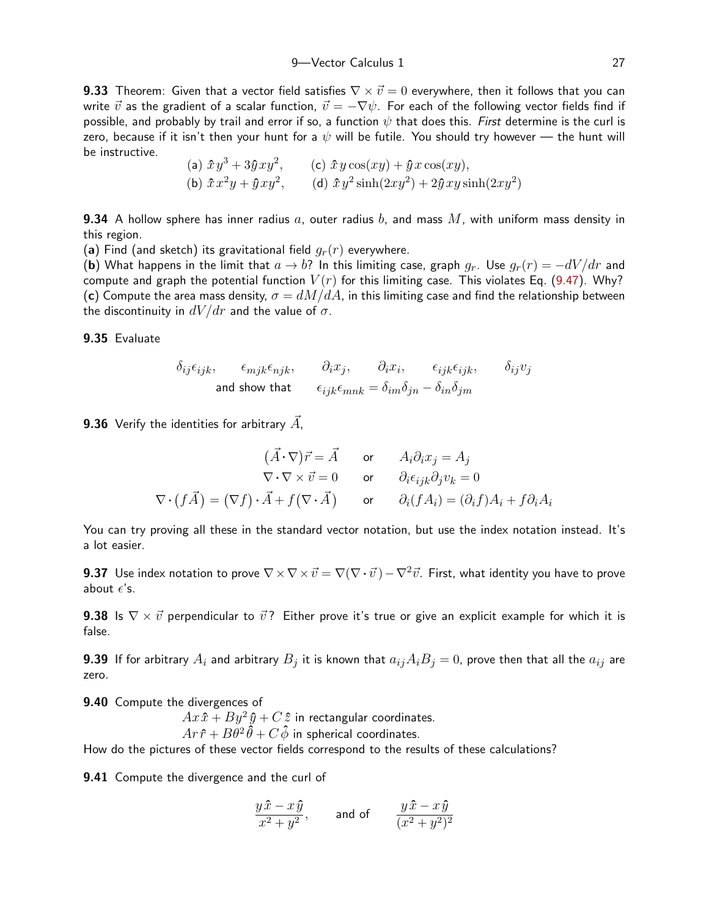**9.33** Theorem: Given that a vector field satisfies $\nabla\times\vec v = 0$ everywhere, then it follows that you can write $\vec v$ as the gradient of a scalar function, $\vec v = -\nabla\psi$. For each of the following vector fields find if possible, and probably by trail and error if so, a function $\psi$ that does this. *First* determine is the curl is zero, because if it isn't then your hunt for a $\psi$ will be futile. You should try however — the hunt will be instructive.

(a) $\hat x\, y^3 + 3\hat y\, xy^2$, (c) $\hat x\, y\cos(xy) + \hat y\, x\cos(xy)$,
(b) $\hat x\, x^2y + \hat y\, xy^2$, (d) $\hat x\, y^2\sinh(2xy^2) + 2\hat y\, xy\sinh(2xy^2)$

**9.34** A hollow sphere has inner radius $a$, outer radius $b$, and mass $M$, with uniform mass density in this region.
(**a**) Find (and sketch) its gravitational field $g_r(r)$ everywhere.
(**b**) What happens in the limit that $a\to b$? In this limiting case, graph $g_r$. Use $g_r(r) = -dV/dr$ and compute and graph the potential function $V(r)$ for this limiting case. This violates Eq. (9.47). Why?
(**c**) Compute the area mass density, $\sigma = dM/dA$, in this limiting case and find the relationship between the discontinuity in $dV/dr$ and the value of $\sigma$.

**9.35** Evaluate

$$\delta_{ij}\epsilon_{ijk}, \qquad \epsilon_{mjk}\epsilon_{njk}, \qquad \partial_i x_j, \qquad \partial_i x_i, \qquad \epsilon_{ijk}\epsilon_{ijk}, \qquad \delta_{ij}v_j$$

and show that $\quad \epsilon_{ijk}\epsilon_{mnk} = \delta_{im}\delta_{jn} - \delta_{in}\delta_{jm}$

**9.36** Verify the identities for arbitrary $\vec A$,

$$(\vec A\cdot\nabla)\vec r = \vec A \qquad \text{or} \qquad A_i\partial_i x_j = A_j$$

$$\nabla\cdot\nabla\times\vec v = 0 \qquad \text{or} \qquad \partial_i\epsilon_{ijk}\partial_j v_k = 0$$

$$\nabla\cdot\big(f\vec A\big) = \big(\nabla f\big)\cdot\vec A + f\big(\nabla\cdot\vec A\big) \qquad \text{or} \qquad \partial_i(fA_i) = (\partial_i f)A_i + f\partial_i A_i$$

You can try proving all these in the standard vector notation, but use the index notation instead. It's a lot easier.

**9.37** Use index notation to prove $\nabla\times\nabla\times\vec v = \nabla(\nabla\cdot\vec v) - \nabla^2\vec v$. First, what identity you have to prove about $\epsilon$'s.

**9.38** Is $\nabla\times\vec v$ perpendicular to $\vec v$? Either prove it's true or give an explicit example for which it is false.

**9.39** If for arbitrary $A_i$ and arbitrary $B_j$ it is known that $a_{ij}A_iB_j = 0$, prove then that all the $a_{ij}$ are zero.

**9.40** Compute the divergences of
$Ax\,\hat x + By^2\,\hat y + C\,\hat z$ in rectangular coordinates.
$Ar\,\hat r + B\theta^2\,\hat\theta + C\,\hat\phi$ in spherical coordinates.
How do the pictures of these vector fields correspond to the results of these calculations?

**9.41** Compute the divergence and the curl of

$$\frac{y\,\hat x - x\,\hat y}{x^2+y^2}, \qquad \text{and of} \qquad \frac{y\,\hat x - x\,\hat y}{(x^2+y^2)^2}$$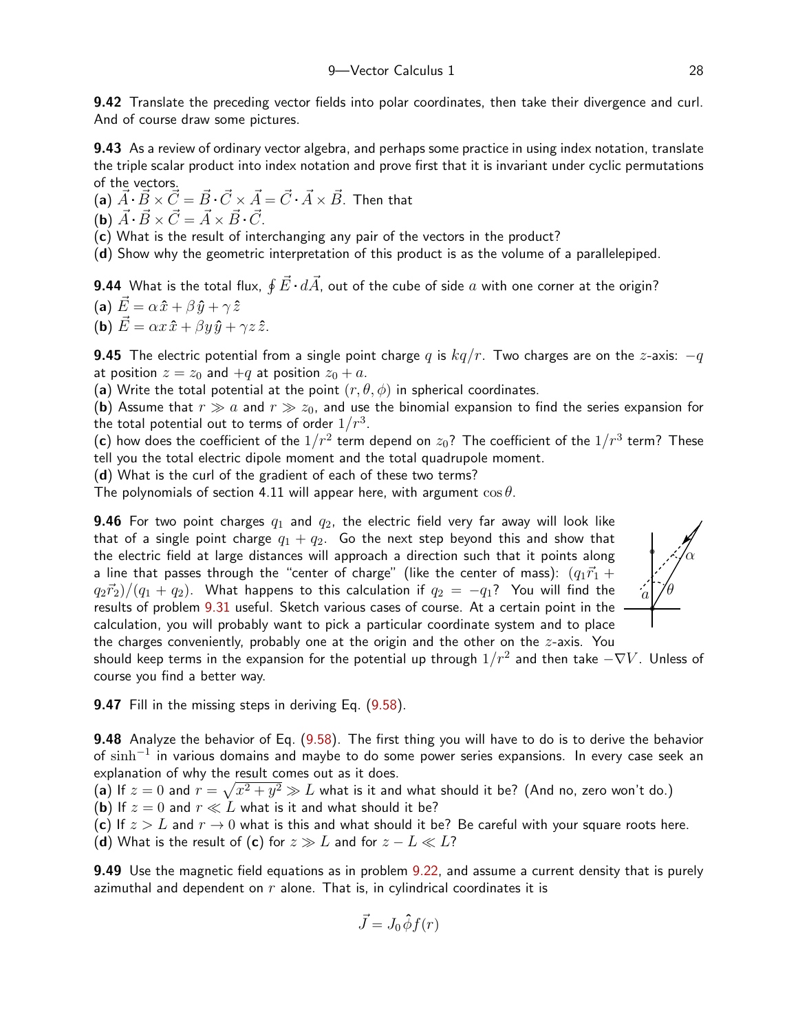**9.42** Translate the preceding vector fields into polar coordinates, then take their divergence and curl. And of course draw some pictures.

**9.43** As a review of ordinary vector algebra, and perhaps some practice in using index notation, translate the triple scalar product into index notation and prove first that it is invariant under cyclic permutations of the vectors.
(**a**) $\vec{A}\cdot\vec{B}\times\vec{C} = \vec{B}\cdot\vec{C}\times\vec{A} = \vec{C}\cdot\vec{A}\times\vec{B}$. Then that
(**b**) $\vec{A}\cdot\vec{B}\times\vec{C} = \vec{A}\times\vec{B}\cdot\vec{C}$.
(**c**) What is the result of interchanging any pair of the vectors in the product?
(**d**) Show why the geometric interpretation of this product is as the volume of a parallelepiped.

**9.44** What is the total flux, $\oint \vec{E}\cdot d\vec{A}$, out of the cube of side $a$ with one corner at the origin?
(**a**) $\vec{E} = \alpha\,\hat{x} + \beta\,\hat{y} + \gamma\,\hat{z}$
(**b**) $\vec{E} = \alpha x\,\hat{x} + \beta y\,\hat{y} + \gamma z\,\hat{z}$.

**9.45** The electric potential from a single point charge $q$ is $kq/r$. Two charges are on the $z$-axis: $-q$ at position $z = z_0$ and $+q$ at position $z_0 + a$.
(**a**) Write the total potential at the point $(r, \theta, \phi)$ in spherical coordinates.
(**b**) Assume that $r \gg a$ and $r \gg z_0$, and use the binomial expansion to find the series expansion for the total potential out to terms of order $1/r^3$.
(**c**) how does the coefficient of the $1/r^2$ term depend on $z_0$? The coefficient of the $1/r^3$ term? These tell you the total electric dipole moment and the total quadrupole moment.
(**d**) What is the curl of the gradient of each of these two terms?
The polynomials of section 4.11 will appear here, with argument $\cos\theta$.

**9.46** For two point charges $q_1$ and $q_2$, the electric field very far away will look like that of a single point charge $q_1 + q_2$. Go the next step beyond this and show that the electric field at large distances will approach a direction such that it points along a line that passes through the "center of charge" (like the center of mass): $(q_1\vec{r}_1 + q_2\vec{r}_2)/(q_1 + q_2)$. What happens to this calculation if $q_2 = -q_1$? You will find the results of problem 9.31 useful. Sketch various cases of course. At a certain point in the calculation, you will probably want to pick a particular coordinate system and to place the charges conveniently, probably one at the origin and the other on the $z$-axis. You should keep terms in the expansion for the potential up through $1/r^2$ and then take $-\nabla V$. Unless of course you find a better way.

**9.47** Fill in the missing steps in deriving Eq. (9.58).

**9.48** Analyze the behavior of Eq. (9.58). The first thing you will have to do is to derive the behavior of $\sinh^{-1}$ in various domains and maybe to do some power series expansions. In every case seek an explanation of why the result comes out as it does.
(**a**) If $z = 0$ and $r = \sqrt{x^2 + y^2} \gg L$ what is it and what should it be? (And no, zero won't do.)
(**b**) If $z = 0$ and $r \ll L$ what is it and what should it be?
(**c**) If $z > L$ and $r \to 0$ what is this and what should it be? Be careful with your square roots here.
(**d**) What is the result of (**c**) for $z \gg L$ and for $z - L \ll L$?

**9.49** Use the magnetic field equations as in problem 9.22, and assume a current density that is purely azimuthal and dependent on $r$ alone. That is, in cylindrical coordinates it is

$$\vec{J} = J_0\,\hat{\phi}\,f(r)$$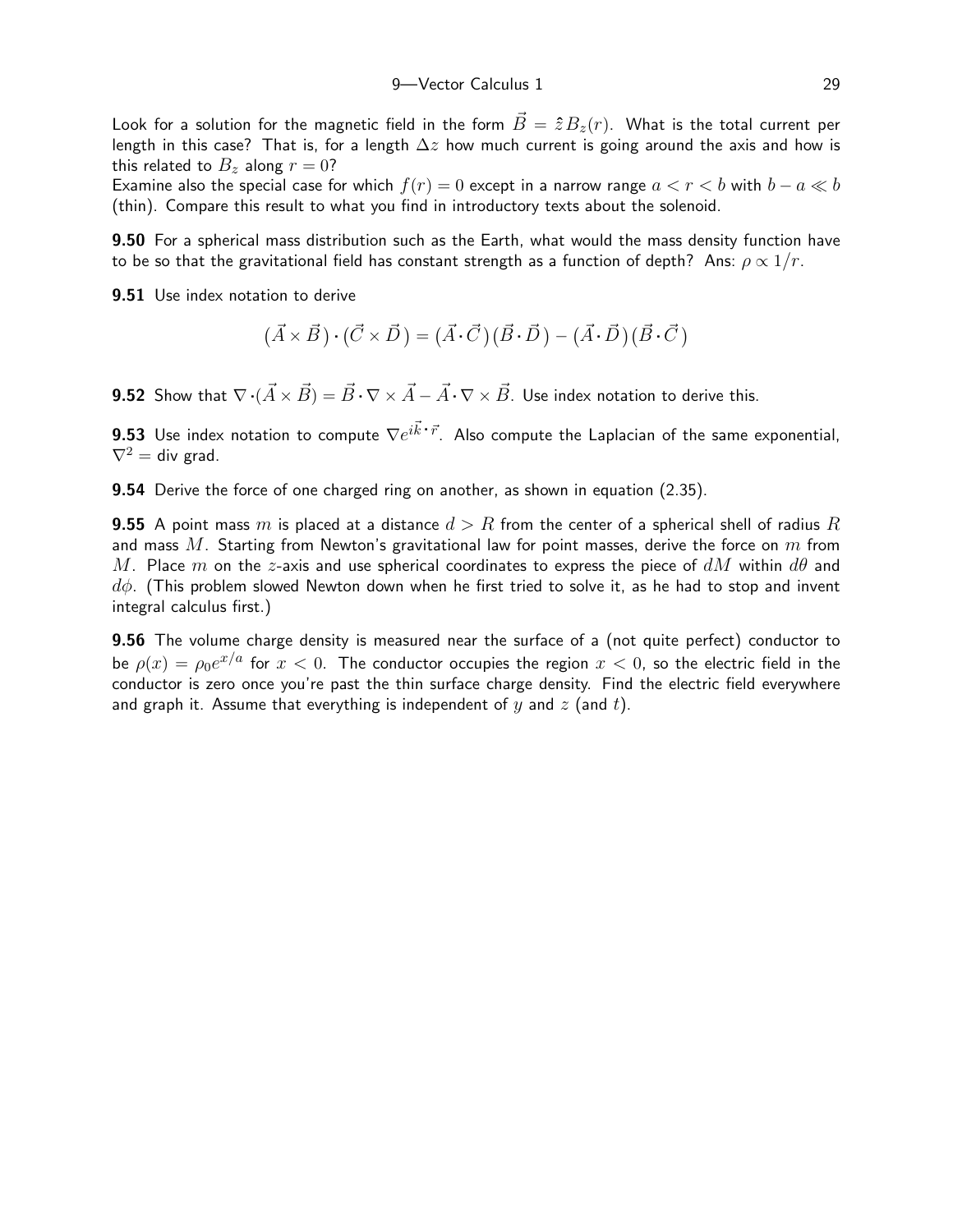Look for a solution for the magnetic field in the form $\vec{B} = \hat{z}B_z(r)$. What is the total current per length in this case? That is, for a length $\Delta z$ how much current is going around the axis and how is this related to $B_z$ along $r = 0$?
Examine also the special case for which $f(r) = 0$ except in a narrow range $a < r < b$ with $b - a \ll b$ (thin). Compare this result to what you find in introductory texts about the solenoid.

**9.50** For a spherical mass distribution such as the Earth, what would the mass density function have to be so that the gravitational field has constant strength as a function of depth? Ans: $\rho \propto 1/r$.

**9.51** Use index notation to derive

$$(\vec{A} \times \vec{B}) \cdot (\vec{C} \times \vec{D}) = (\vec{A} \cdot \vec{C})(\vec{B} \cdot \vec{D}) - (\vec{A} \cdot \vec{D})(\vec{B} \cdot \vec{C})$$

**9.52** Show that $\nabla \cdot (\vec{A} \times \vec{B}) = \vec{B} \cdot \nabla \times \vec{A} - \vec{A} \cdot \nabla \times \vec{B}$. Use index notation to derive this.

**9.53** Use index notation to compute $\nabla e^{i\vec{k} \cdot \vec{r}}$. Also compute the Laplacian of the same exponential, $\nabla^2 =$ div grad.

**9.54** Derive the force of one charged ring on another, as shown in equation (2.35).

**9.55** A point mass $m$ is placed at a distance $d > R$ from the center of a spherical shell of radius $R$ and mass $M$. Starting from Newton's gravitational law for point masses, derive the force on $m$ from $M$. Place $m$ on the $z$-axis and use spherical coordinates to express the piece of $dM$ within $d\theta$ and $d\phi$. (This problem slowed Newton down when he first tried to solve it, as he had to stop and invent integral calculus first.)

**9.56** The volume charge density is measured near the surface of a (not quite perfect) conductor to be $\rho(x) = \rho_0 e^{x/a}$ for $x < 0$. The conductor occupies the region $x < 0$, so the electric field in the conductor is zero once you're past the thin surface charge density. Find the electric field everywhere and graph it. Assume that everything is independent of $y$ and $z$ (and $t$).